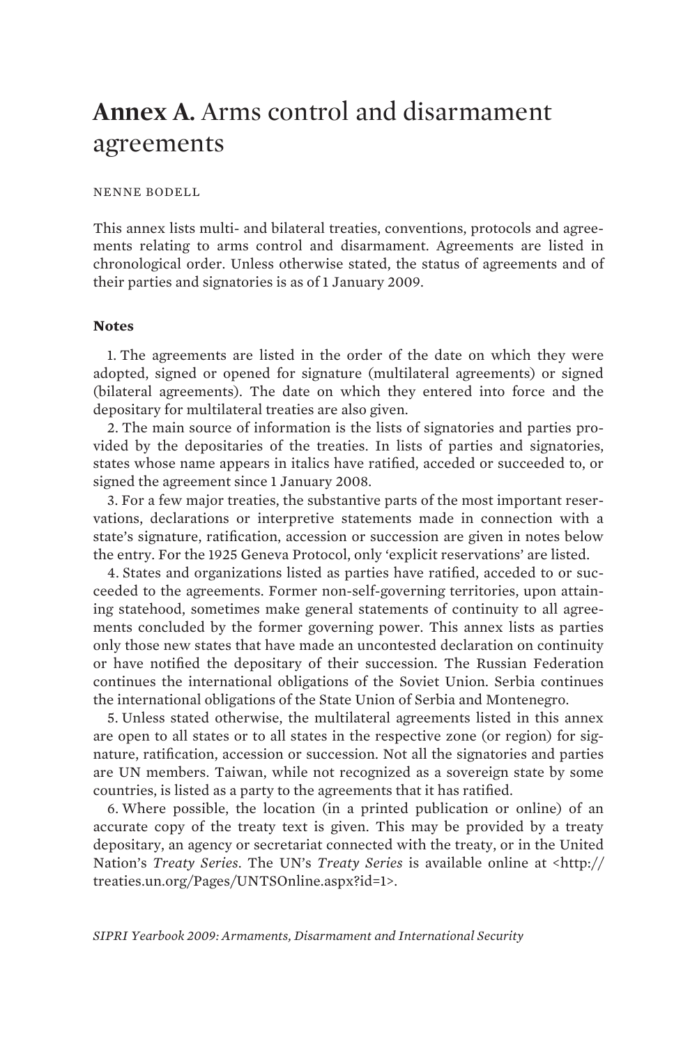# **Annex A.** Arms control and disarmament agreements

NENNE BODELL

This annex lists multi- and bilateral treaties, conventions, protocols and agreements relating to arms control and disarmament. Agreements are listed in chronological order. Unless otherwise stated, the status of agreements and of their parties and signatories is as of 1 January 2009.

**Notes**

1. The agreements are listed in the order of the date on which they were adopted, signed or opened for signature (multilateral agreements) or signed (bilateral agreements). The date on which they entered into force and the depositary for multilateral treaties are also given.

2. The main source of information is the lists of signatories and parties provided by the depositaries of the treaties. In lists of parties and signatories, states whose name appears in italics have ratified, acceded or succeeded to, or signed the agreement since 1 January 2008.

3. For a few major treaties, the substantive parts of the most important reservations, declarations or interpretive statements made in connection with a state's signature, ratification, accession or succession are given in notes below the entry. For the 1925 Geneva Protocol, only 'explicit reservations' are listed.

4. States and organizations listed as parties have ratified, acceded to or succeeded to the agreements. Former non-self-governing territories, upon attaining statehood, sometimes make general statements of continuity to all agreements concluded by the former governing power. This annex lists as parties only those new states that have made an uncontested declaration on continuity or have notified the depositary of their succession. The Russian Federation continues the international obligations of the Soviet Union. Serbia continues the international obligations of the State Union of Serbia and Montenegro.

5. Unless stated otherwise, the multilateral agreements listed in this annex are open to all states or to all states in the respective zone (or region) for signature, ratification, accession or succession. Not all the signatories and parties are UN members. Taiwan, while not recognized as a sovereign state by some countries, is listed as a party to the agreements that it has ratified.

6. Where possible, the location (in a printed publication or online) of an accurate copy of the treaty text is given. This may be provided by a treaty depositary, an agency or secretariat connected with the treaty, or in the United Nation's *Treaty Series*. The UN's *Treaty Series* is available online at <http://treaties.un.org/Pages/UNTSOnline.aspx?id=1>.

*SIPRI Yearbook 2009: Armaments, Disarmament and International Security*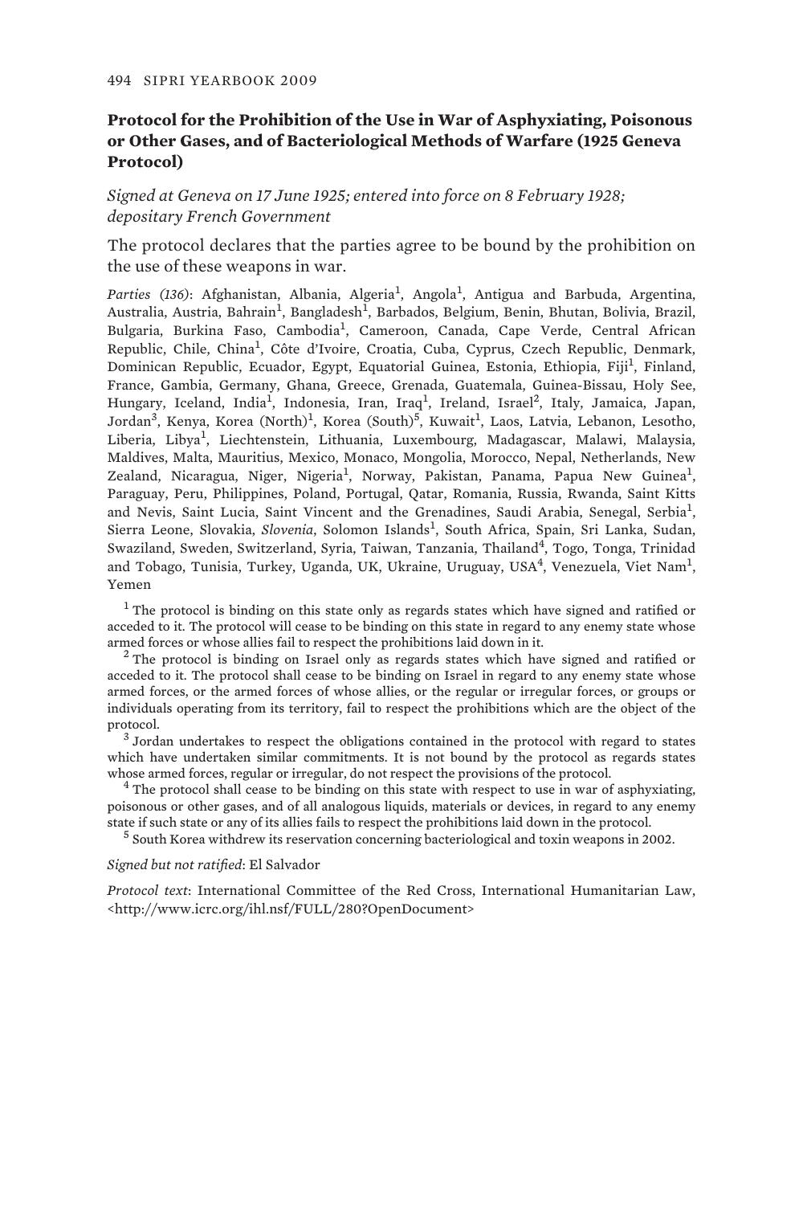## Protocol for the Prohibition of the Use in War of Asphyxiating, Poisonous or Other Gases, and of Bacteriological Methods of Warfare (1925 Geneva Protocol)

*Signed at Geneva on 17 June 1925; entered into force on 8 February 1928; depositary French Government*

The protocol declares that the parties agree to be bound by the prohibition on the use of these weapons in war.

*Parties (136)*: Afghanistan, Albania, Algeria[1], Angola[1], Antigua and Barbuda, Argentina, Australia, Austria, Bahrain[1], Bangladesh[1], Barbados, Belgium, Benin, Bhutan, Bolivia, Brazil, Bulgaria, Burkina Faso, Cambodia[1], Cameroon, Canada, Cape Verde, Central African Republic, Chile, China[1], Côte d'Ivoire, Croatia, Cuba, Cyprus, Czech Republic, Denmark, Dominican Republic, Ecuador, Egypt, Equatorial Guinea, Estonia, Ethiopia, Fiji[1], Finland, France, Gambia, Germany, Ghana, Greece, Grenada, Guatemala, Guinea-Bissau, Holy See, Hungary, Iceland, India[1], Indonesia, Iran, Iraq[1], Ireland, Israel[2], Italy, Jamaica, Japan, Jordan[3], Kenya, Korea (North)[1], Korea (South)[5], Kuwait[1], Laos, Latvia, Lebanon, Lesotho, Liberia, Libya[1], Liechtenstein, Lithuania, Luxembourg, Madagascar, Malawi, Malaysia, Maldives, Malta, Mauritius, Mexico, Monaco, Mongolia, Morocco, Nepal, Netherlands, New Zealand, Nicaragua, Niger, Nigeria[1], Norway, Pakistan, Panama, Papua New Guinea[1], Paraguay, Peru, Philippines, Poland, Portugal, Qatar, Romania, Russia, Rwanda, Saint Kitts and Nevis, Saint Lucia, Saint Vincent and the Grenadines, Saudi Arabia, Senegal, Serbia[1], Sierra Leone, Slovakia, *Slovenia*, Solomon Islands[1], South Africa, Spain, Sri Lanka, Sudan, Swaziland, Sweden, Switzerland, Syria, Taiwan, Tanzania, Thailand[4], Togo, Tonga, Trinidad and Tobago, Tunisia, Turkey, Uganda, UK, Ukraine, Uruguay, USA[4], Venezuela, Viet Nam[1], Yemen

[1] The protocol is binding on this state only as regards states which have signed and ratified or acceded to it. The protocol will cease to be binding on this state in regard to any enemy state whose armed forces or whose allies fail to respect the prohibitions laid down in it.

[2] The protocol is binding on Israel only as regards states which have signed and ratified or acceded to it. The protocol shall cease to be binding on Israel in regard to any enemy state whose armed forces, or the armed forces of whose allies, or the regular or irregular forces, or groups or individuals operating from its territory, fail to respect the prohibitions which are the object of the protocol.

[3] Jordan undertakes to respect the obligations contained in the protocol with regard to states which have undertaken similar commitments. It is not bound by the protocol as regards states whose armed forces, regular or irregular, do not respect the provisions of the protocol.

[4] The protocol shall cease to be binding on this state with respect to use in war of asphyxiating, poisonous or other gases, and of all analogous liquids, materials or devices, in regard to any enemy state if such state or any of its allies fails to respect the prohibitions laid down in the protocol.

[5] South Korea withdrew its reservation concerning bacteriological and toxin weapons in 2002.

*Signed but not ratified*: El Salvador

*Protocol text*: International Committee of the Red Cross, International Humanitarian Law, <http://www.icrc.org/ihl.nsf/FULL/280?OpenDocument>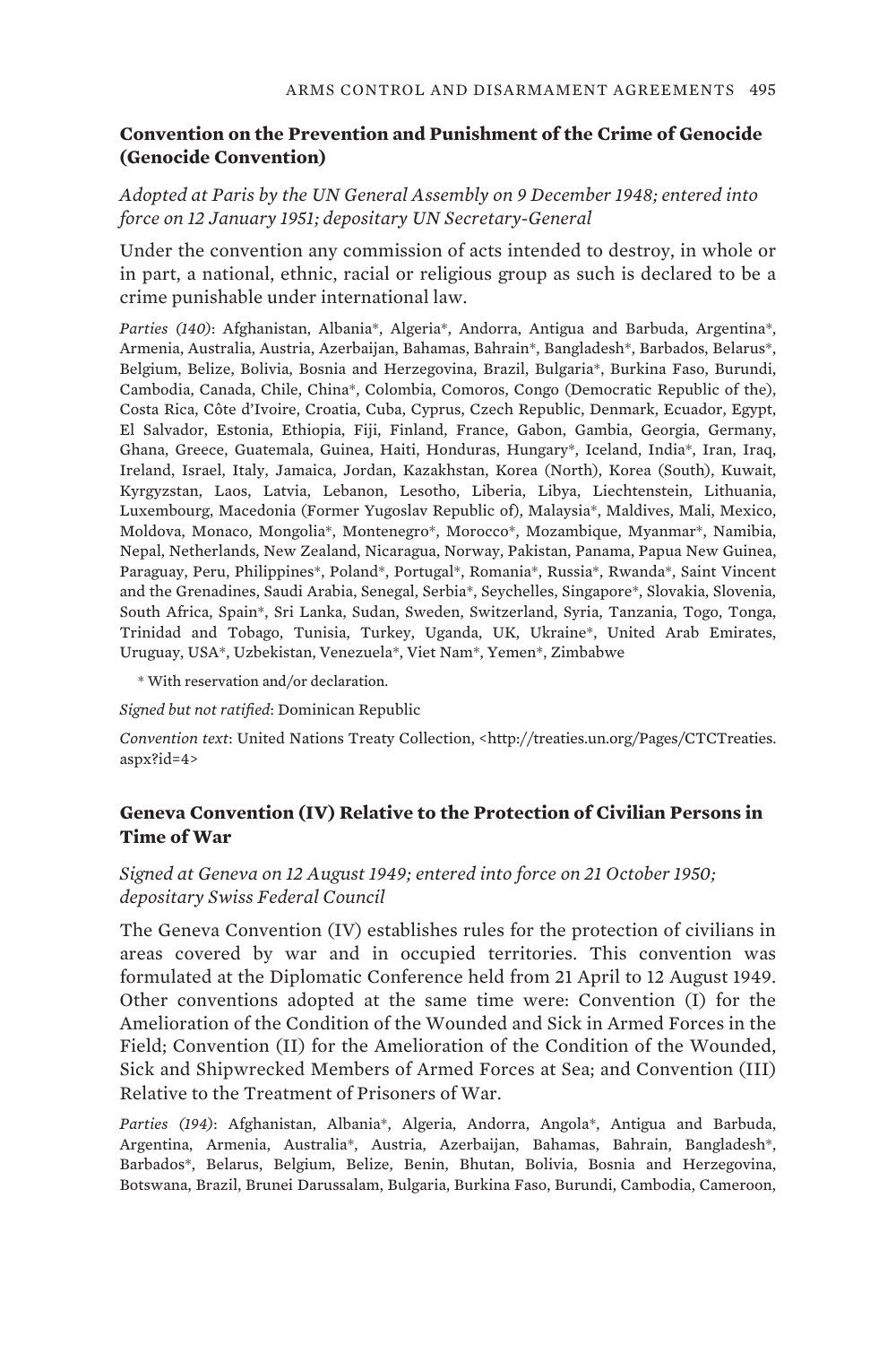### Convention on the Prevention and Punishment of the Crime of Genocide (Genocide Convention)

*Adopted at Paris by the UN General Assembly on 9 December 1948; entered into force on 12 January 1951; depositary UN Secretary-General*

Under the convention any commission of acts intended to destroy, in whole or in part, a national, ethnic, racial or religious group as such is declared to be a crime punishable under international law.

*Parties (140)*: Afghanistan, Albania*, Algeria*, Andorra, Antigua and Barbuda, Argentina*, Armenia, Australia, Austria, Azerbaijan, Bahamas, Bahrain*, Bangladesh*, Barbados, Belarus*, Belgium, Belize, Bolivia, Bosnia and Herzegovina, Brazil, Bulgaria*, Burkina Faso, Burundi, Cambodia, Canada, Chile, China*, Colombia, Comoros, Congo (Democratic Republic of the), Costa Rica, Côte d'Ivoire, Croatia, Cuba, Cyprus, Czech Republic, Denmark, Ecuador, Egypt, El Salvador, Estonia, Ethiopia, Fiji, Finland, France, Gabon, Gambia, Georgia, Germany, Ghana, Greece, Guatemala, Guinea, Haiti, Honduras, Hungary*, Iceland, India*, Iran, Iraq, Ireland, Israel, Italy, Jamaica, Jordan, Kazakhstan, Korea (North), Korea (South), Kuwait, Kyrgyzstan, Laos, Latvia, Lebanon, Lesotho, Liberia, Libya, Liechtenstein, Lithuania, Luxembourg, Macedonia (Former Yugoslav Republic of), Malaysia*, Maldives, Mali, Mexico, Moldova, Monaco, Mongolia*, Montenegro*, Morocco*, Mozambique, Myanmar*, Namibia, Nepal, Netherlands, New Zealand, Nicaragua, Norway, Pakistan, Panama, Papua New Guinea, Paraguay, Peru, Philippines*, Poland*, Portugal*, Romania*, Russia*, Rwanda*, Saint Vincent and the Grenadines, Saudi Arabia, Senegal, Serbia*, Seychelles, Singapore*, Slovakia, Slovenia, South Africa, Spain*, Sri Lanka, Sudan, Sweden, Switzerland, Syria, Tanzania, Togo, Tonga, Trinidad and Tobago, Tunisia, Turkey, Uganda, UK, Ukraine*, United Arab Emirates, Uruguay, USA*, Uzbekistan, Venezuela*, Viet Nam*, Yemen*, Zimbabwe

\* With reservation and/or declaration.

*Signed but not ratified*: Dominican Republic

*Convention text*: United Nations Treaty Collection, <http://treaties.un.org/Pages/CTCTreaties.aspx?id=4>

### Geneva Convention (IV) Relative to the Protection of Civilian Persons in Time of War

*Signed at Geneva on 12 August 1949; entered into force on 21 October 1950; depositary Swiss Federal Council*

The Geneva Convention (IV) establishes rules for the protection of civilians in areas covered by war and in occupied territories. This convention was formulated at the Diplomatic Conference held from 21 April to 12 August 1949. Other conventions adopted at the same time were: Convention (I) for the Amelioration of the Condition of the Wounded and Sick in Armed Forces in the Field; Convention (II) for the Amelioration of the Condition of the Wounded, Sick and Shipwrecked Members of Armed Forces at Sea; and Convention (III) Relative to the Treatment of Prisoners of War.

*Parties (194)*: Afghanistan, Albania*, Algeria, Andorra, Angola*, Antigua and Barbuda, Argentina, Armenia, Australia*, Austria, Azerbaijan, Bahamas, Bahrain, Bangladesh*, Barbados*, Belarus, Belgium, Belize, Benin, Bhutan, Bolivia, Bosnia and Herzegovina, Botswana, Brazil, Brunei Darussalam, Bulgaria, Burkina Faso, Burundi, Cambodia, Cameroon,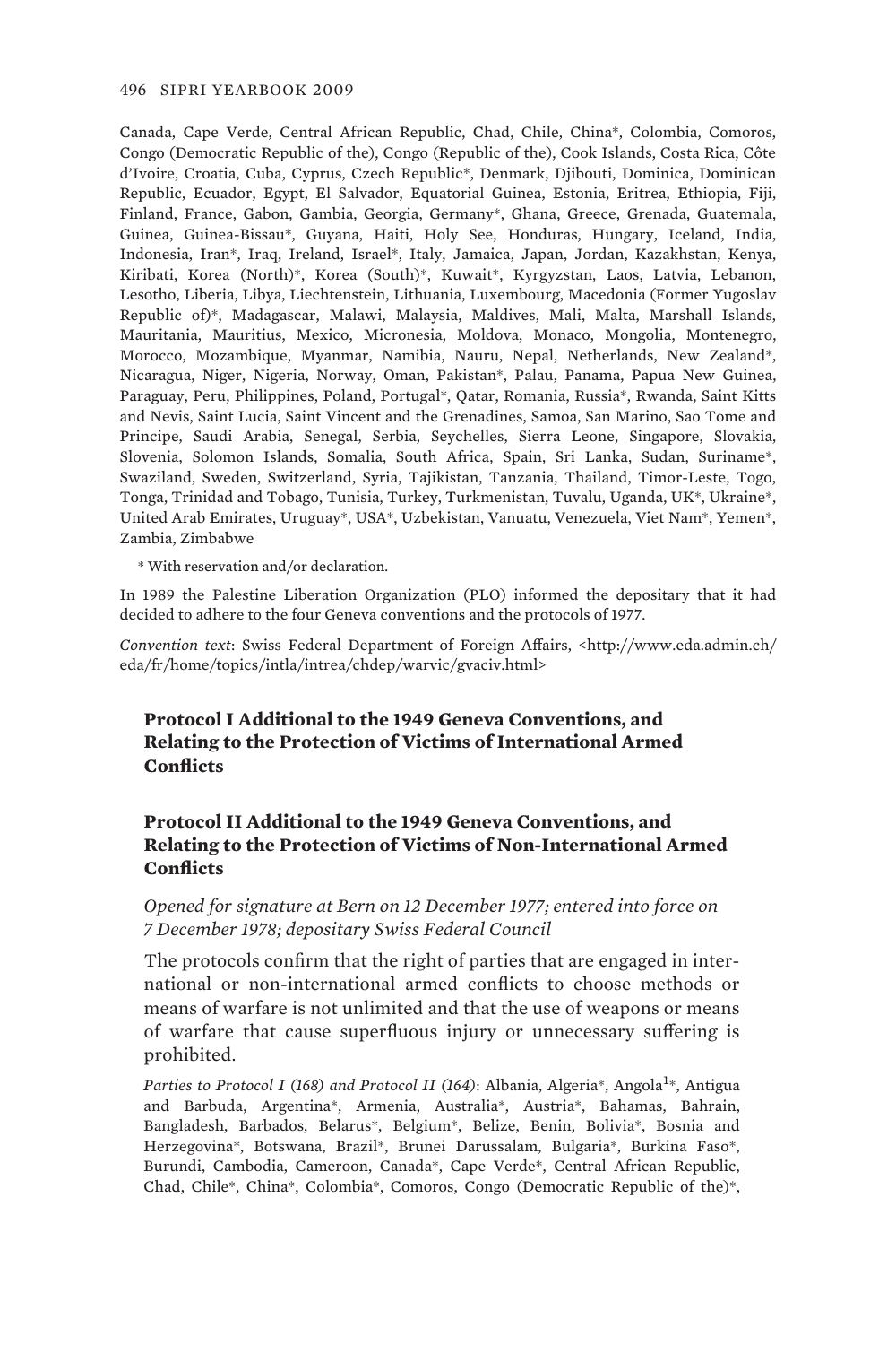Canada, Cape Verde, Central African Republic, Chad, Chile, China*, Colombia, Comoros, Congo (Democratic Republic of the), Congo (Republic of the), Cook Islands, Costa Rica, Côte d'Ivoire, Croatia, Cuba, Cyprus, Czech Republic*, Denmark, Djibouti, Dominica, Dominican Republic, Ecuador, Egypt, El Salvador, Equatorial Guinea, Estonia, Eritrea, Ethiopia, Fiji, Finland, France, Gabon, Gambia, Georgia, Germany*, Ghana, Greece, Grenada, Guatemala, Guinea, Guinea-Bissau*, Guyana, Haiti, Holy See, Honduras, Hungary, Iceland, India, Indonesia, Iran*, Iraq, Ireland, Israel*, Italy, Jamaica, Japan, Jordan, Kazakhstan, Kenya, Kiribati, Korea (North)*, Korea (South)*, Kuwait*, Kyrgyzstan, Laos, Latvia, Lebanon, Lesotho, Liberia, Libya, Liechtenstein, Lithuania, Luxembourg, Macedonia (Former Yugoslav Republic of)*, Madagascar, Malawi, Malaysia, Maldives, Mali, Malta, Marshall Islands, Mauritania, Mauritius, Mexico, Micronesia, Moldova, Monaco, Mongolia, Montenegro, Morocco, Mozambique, Myanmar, Namibia, Nauru, Nepal, Netherlands, New Zealand*, Nicaragua, Niger, Nigeria, Norway, Oman, Pakistan*, Palau, Panama, Papua New Guinea, Paraguay, Peru, Philippines, Poland, Portugal*, Qatar, Romania, Russia*, Rwanda, Saint Kitts and Nevis, Saint Lucia, Saint Vincent and the Grenadines, Samoa, San Marino, Sao Tome and Principe, Saudi Arabia, Senegal, Serbia, Seychelles, Sierra Leone, Singapore, Slovakia, Slovenia, Solomon Islands, Somalia, South Africa, Spain, Sri Lanka, Sudan, Suriname*, Swaziland, Sweden, Switzerland, Syria, Tajikistan, Tanzania, Thailand, Timor-Leste, Togo, Tonga, Trinidad and Tobago, Tunisia, Turkey, Turkmenistan, Tuvalu, Uganda, UK*, Ukraine*, United Arab Emirates, Uruguay*, USA*, Uzbekistan, Vanuatu, Venezuela, Viet Nam*, Yemen*, Zambia, Zimbabwe

\* With reservation and/or declaration.

In 1989 the Palestine Liberation Organization (PLO) informed the depositary that it had decided to adhere to the four Geneva conventions and the protocols of 1977.

*Convention text*: Swiss Federal Department of Foreign Affairs, <http://www.eda.admin.ch/eda/fr/home/topics/intla/intrea/chdep/warvic/gvaciv.html>

### Protocol I Additional to the 1949 Geneva Conventions, and Relating to the Protection of Victims of International Armed Conflicts

### Protocol II Additional to the 1949 Geneva Conventions, and Relating to the Protection of Victims of Non-International Armed Conflicts

*Opened for signature at Bern on 12 December 1977; entered into force on 7 December 1978; depositary Swiss Federal Council*

The protocols confirm that the right of parties that are engaged in international or non-international armed conflicts to choose methods or means of warfare is not unlimited and that the use of weapons or means of warfare that cause superfluous injury or unnecessary suffering is prohibited.

*Parties to Protocol I (168) and Protocol II (164)*: Albania, Algeria*, Angola[1]*, Antigua and Barbuda, Argentina*, Armenia, Australia*, Austria*, Bahamas, Bahrain, Bangladesh, Barbados, Belarus*, Belgium*, Belize, Benin, Bolivia*, Bosnia and Herzegovina*, Botswana, Brazil*, Brunei Darussalam, Bulgaria*, Burkina Faso*, Burundi, Cambodia, Cameroon, Canada*, Cape Verde*, Central African Republic, Chad, Chile*, China*, Colombia*, Comoros, Congo (Democratic Republic of the)*,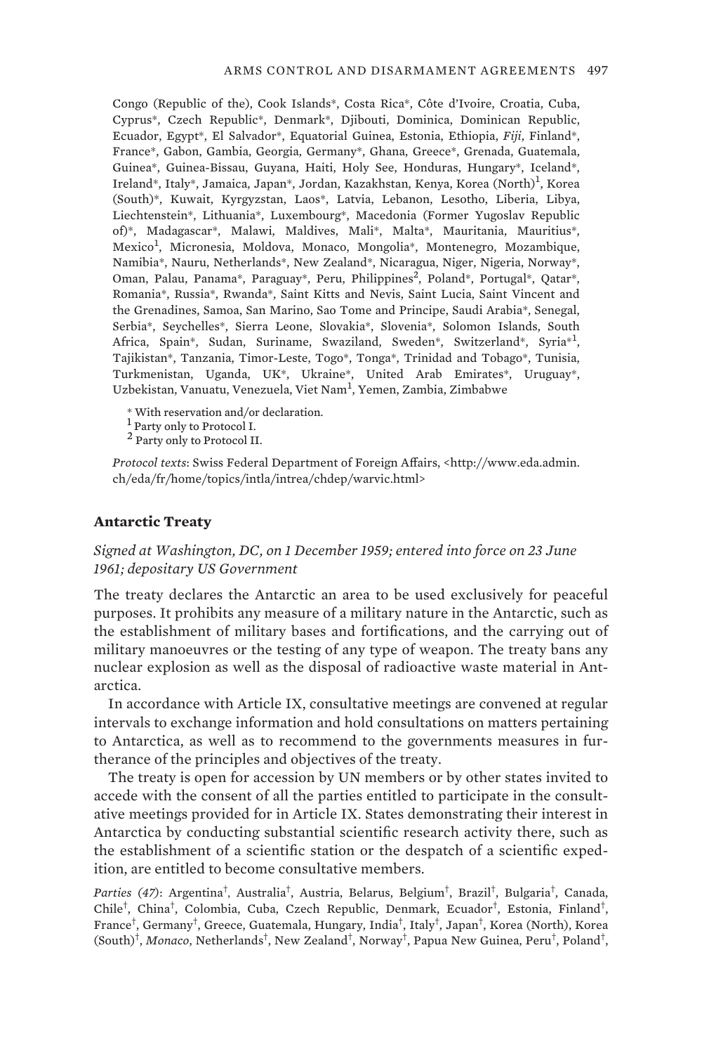Congo (Republic of the), Cook Islands*, Costa Rica*, Côte d'Ivoire, Croatia, Cuba, Cyprus*, Czech Republic*, Denmark*, Djibouti, Dominica, Dominican Republic, Ecuador, Egypt*, El Salvador*, Equatorial Guinea, Estonia, Ethiopia, *Fiji*, Finland*, France*, Gabon, Gambia, Georgia, Germany*, Ghana, Greece*, Grenada, Guatemala, Guinea*, Guinea-Bissau, Guyana, Haiti, Holy See, Honduras, Hungary*, Iceland*, Ireland*, Italy*, Jamaica, Japan*, Jordan, Kazakhstan, Kenya, Korea (North)[1], Korea (South)*, Kuwait, Kyrgyzstan, Laos*, Latvia, Lebanon, Lesotho, Liberia, Libya, Liechtenstein*, Lithuania*, Luxembourg*, Macedonia (Former Yugoslav Republic of)*, Madagascar*, Malawi, Maldives, Mali*, Malta*, Mauritania, Mauritius*, Mexico[1], Micronesia, Moldova, Monaco, Mongolia*, Montenegro, Mozambique, Namibia*, Nauru, Netherlands*, New Zealand*, Nicaragua, Niger, Nigeria, Norway*, Oman, Palau, Panama*, Paraguay*, Peru, Philippines[2], Poland*, Portugal*, Qatar*, Romania*, Russia*, Rwanda*, Saint Kitts and Nevis, Saint Lucia, Saint Vincent and the Grenadines, Samoa, San Marino, Sao Tome and Principe, Saudi Arabia*, Senegal, Serbia*, Seychelles*, Sierra Leone, Slovakia*, Slovenia*, Solomon Islands, South Africa, Spain*, Sudan, Suriname, Swaziland, Sweden*, Switzerland*, Syria*[1], Tajikistan*, Tanzania, Timor-Leste, Togo*, Tonga*, Trinidad and Tobago*, Tunisia, Turkmenistan, Uganda, UK*, Ukraine*, United Arab Emirates*, Uruguay*, Uzbekistan, Vanuatu, Venezuela, Viet Nam[1], Yemen, Zambia, Zimbabwe

\* With reservation and/or declaration.

[1] Party only to Protocol I.

[2] Party only to Protocol II.

*Protocol texts*: Swiss Federal Department of Foreign Affairs, <http://www.eda.admin.ch/eda/fr/home/topics/intla/intrea/chdep/warvic.html>

### Antarctic Treaty

*Signed at Washington, DC, on 1 December 1959; entered into force on 23 June 1961; depositary US Government*

The treaty declares the Antarctic an area to be used exclusively for peaceful purposes. It prohibits any measure of a military nature in the Antarctic, such as the establishment of military bases and fortifications, and the carrying out of military manoeuvres or the testing of any type of weapon. The treaty bans any nuclear explosion as well as the disposal of radioactive waste material in Antarctica.

In accordance with Article IX, consultative meetings are convened at regular intervals to exchange information and hold consultations on matters pertaining to Antarctica, as well as to recommend to the governments measures in furtherance of the principles and objectives of the treaty.

The treaty is open for accession by UN members or by other states invited to accede with the consent of all the parties entitled to participate in the consultative meetings provided for in Article IX. States demonstrating their interest in Antarctica by conducting substantial scientific research activity there, such as the establishment of a scientific station or the despatch of a scientific expedition, are entitled to become consultative members.

*Parties (47)*: Argentina†, Australia†, Austria, Belarus, Belgium†, Brazil†, Bulgaria†, Canada, Chile†, China†, Colombia, Cuba, Czech Republic, Denmark, Ecuador†, Estonia, Finland†, France†, Germany†, Greece, Guatemala, Hungary, India†, Italy†, Japan†, Korea (North), Korea (South)†, *Monaco*, Netherlands†, New Zealand†, Norway†, Papua New Guinea, Peru†, Poland†,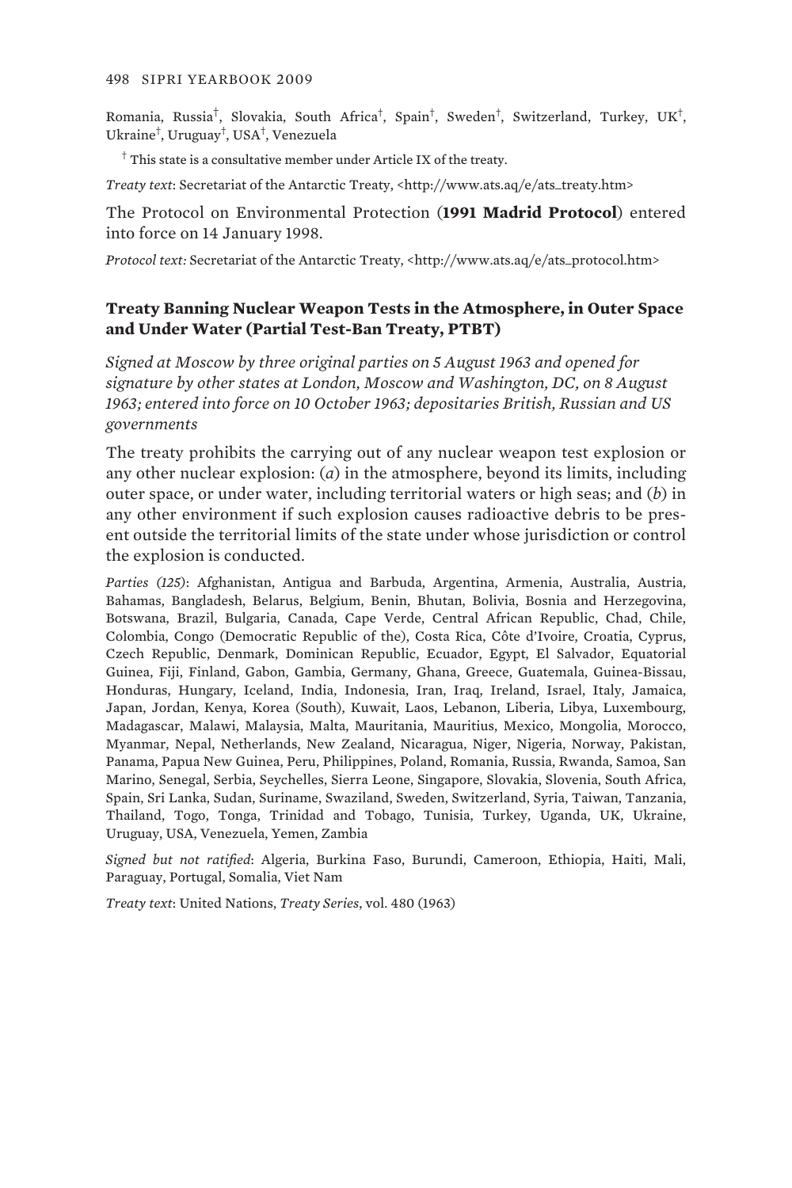Romania, Russia†, Slovakia, South Africa†, Spain†, Sweden†, Switzerland, Turkey, UK†, Ukraine†, Uruguay†, USA†, Venezuela

† This state is a consultative member under Article IX of the treaty.

*Treaty text*: Secretariat of the Antarctic Treaty, <http://www.ats.aq/e/ats_treaty.htm>

The Protocol on Environmental Protection (**1991 Madrid Protocol**) entered into force on 14 January 1998.

*Protocol text:* Secretariat of the Antarctic Treaty, <http://www.ats.aq/e/ats_protocol.htm>

### Treaty Banning Nuclear Weapon Tests in the Atmosphere, in Outer Space and Under Water (Partial Test-Ban Treaty, PTBT)

*Signed at Moscow by three original parties on 5 August 1963 and opened for signature by other states at London, Moscow and Washington, DC, on 8 August 1963; entered into force on 10 October 1963; depositaries British, Russian and US governments*

The treaty prohibits the carrying out of any nuclear weapon test explosion or any other nuclear explosion: (*a*) in the atmosphere, beyond its limits, including outer space, or under water, including territorial waters or high seas; and (*b*) in any other environment if such explosion causes radioactive debris to be present outside the territorial limits of the state under whose jurisdiction or control the explosion is conducted.

*Parties (125)*: Afghanistan, Antigua and Barbuda, Argentina, Armenia, Australia, Austria, Bahamas, Bangladesh, Belarus, Belgium, Benin, Bhutan, Bolivia, Bosnia and Herzegovina, Botswana, Brazil, Bulgaria, Canada, Cape Verde, Central African Republic, Chad, Chile, Colombia, Congo (Democratic Republic of the), Costa Rica, Côte d'Ivoire, Croatia, Cyprus, Czech Republic, Denmark, Dominican Republic, Ecuador, Egypt, El Salvador, Equatorial Guinea, Fiji, Finland, Gabon, Gambia, Germany, Ghana, Greece, Guatemala, Guinea-Bissau, Honduras, Hungary, Iceland, India, Indonesia, Iran, Iraq, Ireland, Israel, Italy, Jamaica, Japan, Jordan, Kenya, Korea (South), Kuwait, Laos, Lebanon, Liberia, Libya, Luxembourg, Madagascar, Malawi, Malaysia, Malta, Mauritania, Mauritius, Mexico, Mongolia, Morocco, Myanmar, Nepal, Netherlands, New Zealand, Nicaragua, Niger, Nigeria, Norway, Pakistan, Panama, Papua New Guinea, Peru, Philippines, Poland, Romania, Russia, Rwanda, Samoa, San Marino, Senegal, Serbia, Seychelles, Sierra Leone, Singapore, Slovakia, Slovenia, South Africa, Spain, Sri Lanka, Sudan, Suriname, Swaziland, Sweden, Switzerland, Syria, Taiwan, Tanzania, Thailand, Togo, Tonga, Trinidad and Tobago, Tunisia, Turkey, Uganda, UK, Ukraine, Uruguay, USA, Venezuela, Yemen, Zambia

*Signed but not ratified*: Algeria, Burkina Faso, Burundi, Cameroon, Ethiopia, Haiti, Mali, Paraguay, Portugal, Somalia, Viet Nam

*Treaty text*: United Nations, *Treaty Series*, vol. 480 (1963)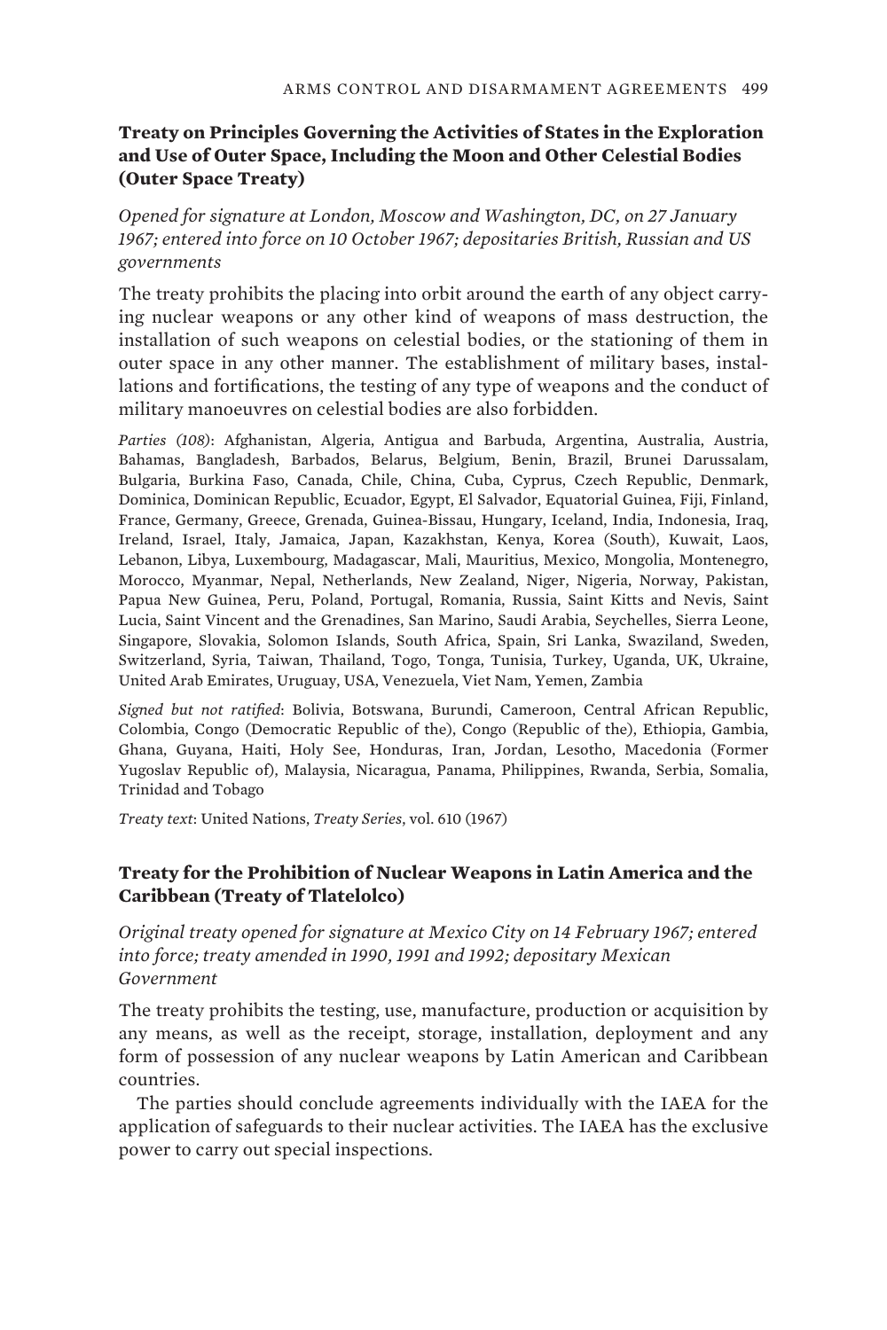### Treaty on Principles Governing the Activities of States in the Exploration and Use of Outer Space, Including the Moon and Other Celestial Bodies (Outer Space Treaty)

*Opened for signature at London, Moscow and Washington, DC, on 27 January 1967; entered into force on 10 October 1967; depositaries British, Russian and US governments*

The treaty prohibits the placing into orbit around the earth of any object carrying nuclear weapons or any other kind of weapons of mass destruction, the installation of such weapons on celestial bodies, or the stationing of them in outer space in any other manner. The establishment of military bases, installations and fortifications, the testing of any type of weapons and the conduct of military manoeuvres on celestial bodies are also forbidden.

*Parties (108)*: Afghanistan, Algeria, Antigua and Barbuda, Argentina, Australia, Austria, Bahamas, Bangladesh, Barbados, Belarus, Belgium, Benin, Brazil, Brunei Darussalam, Bulgaria, Burkina Faso, Canada, Chile, China, Cuba, Cyprus, Czech Republic, Denmark, Dominica, Dominican Republic, Ecuador, Egypt, El Salvador, Equatorial Guinea, Fiji, Finland, France, Germany, Greece, Grenada, Guinea-Bissau, Hungary, Iceland, India, Indonesia, Iraq, Ireland, Israel, Italy, Jamaica, Japan, Kazakhstan, Kenya, Korea (South), Kuwait, Laos, Lebanon, Libya, Luxembourg, Madagascar, Mali, Mauritius, Mexico, Mongolia, Montenegro, Morocco, Myanmar, Nepal, Netherlands, New Zealand, Niger, Nigeria, Norway, Pakistan, Papua New Guinea, Peru, Poland, Portugal, Romania, Russia, Saint Kitts and Nevis, Saint Lucia, Saint Vincent and the Grenadines, San Marino, Saudi Arabia, Seychelles, Sierra Leone, Singapore, Slovakia, Solomon Islands, South Africa, Spain, Sri Lanka, Swaziland, Sweden, Switzerland, Syria, Taiwan, Thailand, Togo, Tonga, Tunisia, Turkey, Uganda, UK, Ukraine, United Arab Emirates, Uruguay, USA, Venezuela, Viet Nam, Yemen, Zambia

*Signed but not ratified*: Bolivia, Botswana, Burundi, Cameroon, Central African Republic, Colombia, Congo (Democratic Republic of the), Congo (Republic of the), Ethiopia, Gambia, Ghana, Guyana, Haiti, Holy See, Honduras, Iran, Jordan, Lesotho, Macedonia (Former Yugoslav Republic of), Malaysia, Nicaragua, Panama, Philippines, Rwanda, Serbia, Somalia, Trinidad and Tobago

*Treaty text*: United Nations, *Treaty Series*, vol. 610 (1967)

### Treaty for the Prohibition of Nuclear Weapons in Latin America and the Caribbean (Treaty of Tlatelolco)

*Original treaty opened for signature at Mexico City on 14 February 1967; entered into force; treaty amended in 1990, 1991 and 1992; depositary Mexican Government*

The treaty prohibits the testing, use, manufacture, production or acquisition by any means, as well as the receipt, storage, installation, deployment and any form of possession of any nuclear weapons by Latin American and Caribbean countries.

The parties should conclude agreements individually with the IAEA for the application of safeguards to their nuclear activities. The IAEA has the exclusive power to carry out special inspections.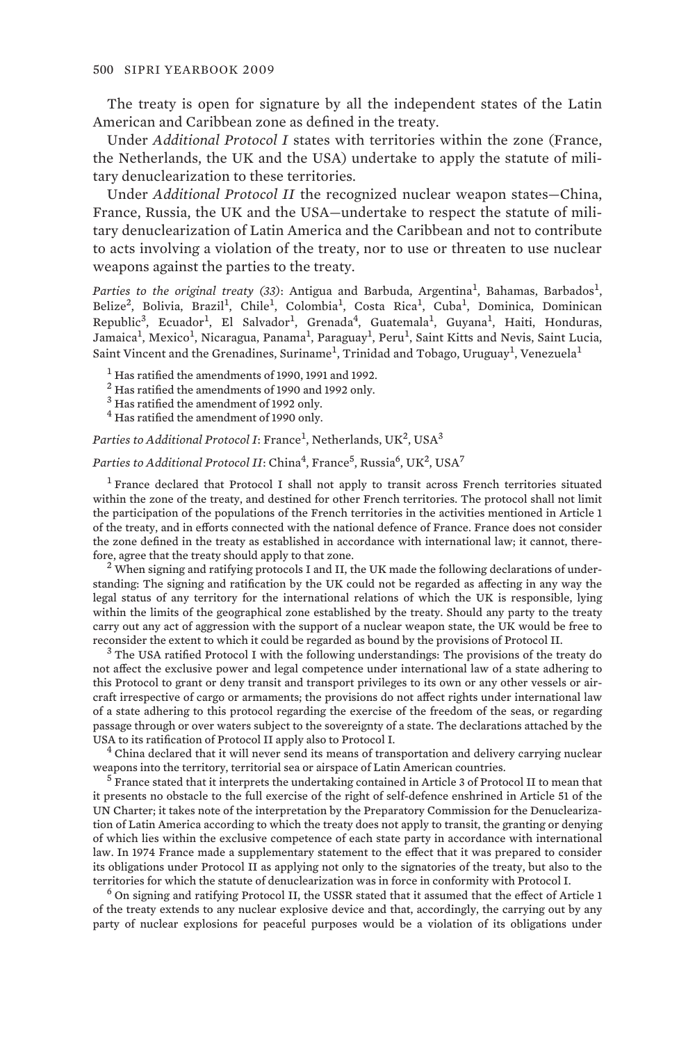The treaty is open for signature by all the independent states of the Latin American and Caribbean zone as defined in the treaty.

Under *Additional Protocol I* states with territories within the zone (France, the Netherlands, the UK and the USA) undertake to apply the statute of military denuclearization to these territories.

Under *Additional Protocol II* the recognized nuclear weapon states—China, France, Russia, the UK and the USA—undertake to respect the statute of military denuclearization of Latin America and the Caribbean and not to contribute to acts involving a violation of the treaty, nor to use or threaten to use nuclear weapons against the parties to the treaty.

*Parties to the original treaty (33)*: Antigua and Barbuda, Argentina[1], Bahamas, Barbados[1], Belize[2], Bolivia, Brazil[1], Chile[1], Colombia[1], Costa Rica[1], Cuba[1], Dominica, Dominican Republic[3], Ecuador[1], El Salvador[1], Grenada[4], Guatemala[1], Guyana[1], Haiti, Honduras, Jamaica[1], Mexico[1], Nicaragua, Panama[1], Paraguay[1], Peru[1], Saint Kitts and Nevis, Saint Lucia, Saint Vincent and the Grenadines, Suriname[1], Trinidad and Tobago, Uruguay[1], Venezuela[1]

[1] Has ratified the amendments of 1990, 1991 and 1992.
[2] Has ratified the amendments of 1990 and 1992 only.
[3] Has ratified the amendment of 1992 only.
[4] Has ratified the amendment of 1990 only.

*Parties to Additional Protocol I*: France[1], Netherlands, UK[2], USA[3]

*Parties to Additional Protocol II*: China[4], France[5], Russia[6], UK[2], USA[7]

[1] France declared that Protocol I shall not apply to transit across French territories situated within the zone of the treaty, and destined for other French territories. The protocol shall not limit the participation of the populations of the French territories in the activities mentioned in Article 1 of the treaty, and in efforts connected with the national defence of France. France does not consider the zone defined in the treaty as established in accordance with international law; it cannot, therefore, agree that the treaty should apply to that zone.

[2] When signing and ratifying protocols I and II, the UK made the following declarations of understanding: The signing and ratification by the UK could not be regarded as affecting in any way the legal status of any territory for the international relations of which the UK is responsible, lying within the limits of the geographical zone established by the treaty. Should any party to the treaty carry out any act of aggression with the support of a nuclear weapon state, the UK would be free to reconsider the extent to which it could be regarded as bound by the provisions of Protocol II.

[3] The USA ratified Protocol I with the following understandings: The provisions of the treaty do not affect the exclusive power and legal competence under international law of a state adhering to this Protocol to grant or deny transit and transport privileges to its own or any other vessels or aircraft irrespective of cargo or armaments; the provisions do not affect rights under international law of a state adhering to this protocol regarding the exercise of the freedom of the seas, or regarding passage through or over waters subject to the sovereignty of a state. The declarations attached by the USA to its ratification of Protocol II apply also to Protocol I.

[4] China declared that it will never send its means of transportation and delivery carrying nuclear weapons into the territory, territorial sea or airspace of Latin American countries.

[5] France stated that it interprets the undertaking contained in Article 3 of Protocol II to mean that it presents no obstacle to the full exercise of the right of self-defence enshrined in Article 51 of the UN Charter; it takes note of the interpretation by the Preparatory Commission for the Denuclearization of Latin America according to which the treaty does not apply to transit, the granting or denying of which lies within the exclusive competence of each state party in accordance with international law. In 1974 France made a supplementary statement to the effect that it was prepared to consider its obligations under Protocol II as applying not only to the signatories of the treaty, but also to the territories for which the statute of denuclearization was in force in conformity with Protocol I.

[6] On signing and ratifying Protocol II, the USSR stated that it assumed that the effect of Article 1 of the treaty extends to any nuclear explosive device and that, accordingly, the carrying out by any party of nuclear explosions for peaceful purposes would be a violation of its obligations under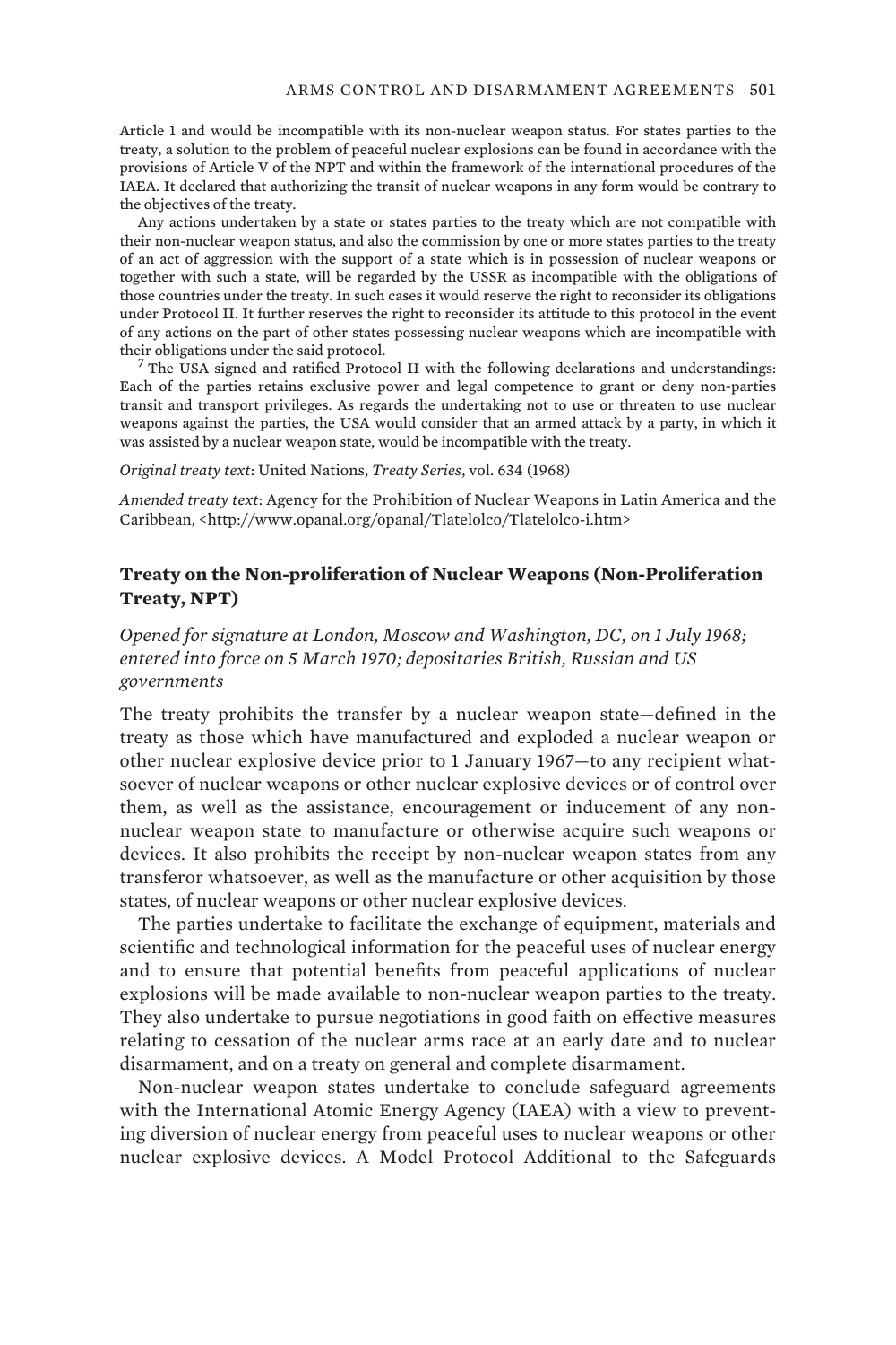Article 1 and would be incompatible with its non-nuclear weapon status. For states parties to the treaty, a solution to the problem of peaceful nuclear explosions can be found in accordance with the provisions of Article V of the NPT and within the framework of the international procedures of the IAEA. It declared that authorizing the transit of nuclear weapons in any form would be contrary to the objectives of the treaty.

Any actions undertaken by a state or states parties to the treaty which are not compatible with their non-nuclear weapon status, and also the commission by one or more states parties to the treaty of an act of aggression with the support of a state which is in possession of nuclear weapons or together with such a state, will be regarded by the USSR as incompatible with the obligations of those countries under the treaty. In such cases it would reserve the right to reconsider its obligations under Protocol II. It further reserves the right to reconsider its attitude to this protocol in the event of any actions on the part of other states possessing nuclear weapons which are incompatible with their obligations under the said protocol.

[7] The USA signed and ratified Protocol II with the following declarations and understandings: Each of the parties retains exclusive power and legal competence to grant or deny non-parties transit and transport privileges. As regards the undertaking not to use or threaten to use nuclear weapons against the parties, the USA would consider that an armed attack by a party, in which it was assisted by a nuclear weapon state, would be incompatible with the treaty.

*Original treaty text*: United Nations, *Treaty Series*, vol. 634 (1968)

*Amended treaty text*: Agency for the Prohibition of Nuclear Weapons in Latin America and the Caribbean, <http://www.opanal.org/opanal/Tlatelolco/Tlatelolco-i.htm>

## Treaty on the Non-proliferation of Nuclear Weapons (Non-Proliferation Treaty, NPT)

*Opened for signature at London, Moscow and Washington, DC, on 1 July 1968; entered into force on 5 March 1970; depositaries British, Russian and US governments*

The treaty prohibits the transfer by a nuclear weapon state—defined in the treaty as those which have manufactured and exploded a nuclear weapon or other nuclear explosive device prior to 1 January 1967—to any recipient whatsoever of nuclear weapons or other nuclear explosive devices or of control over them, as well as the assistance, encouragement or inducement of any non-nuclear weapon state to manufacture or otherwise acquire such weapons or devices. It also prohibits the receipt by non-nuclear weapon states from any transferor whatsoever, as well as the manufacture or other acquisition by those states, of nuclear weapons or other nuclear explosive devices.

The parties undertake to facilitate the exchange of equipment, materials and scientific and technological information for the peaceful uses of nuclear energy and to ensure that potential benefits from peaceful applications of nuclear explosions will be made available to non-nuclear weapon parties to the treaty. They also undertake to pursue negotiations in good faith on effective measures relating to cessation of the nuclear arms race at an early date and to nuclear disarmament, and on a treaty on general and complete disarmament.

Non-nuclear weapon states undertake to conclude safeguard agreements with the International Atomic Energy Agency (IAEA) with a view to preventing diversion of nuclear energy from peaceful uses to nuclear weapons or other nuclear explosive devices. A Model Protocol Additional to the Safeguards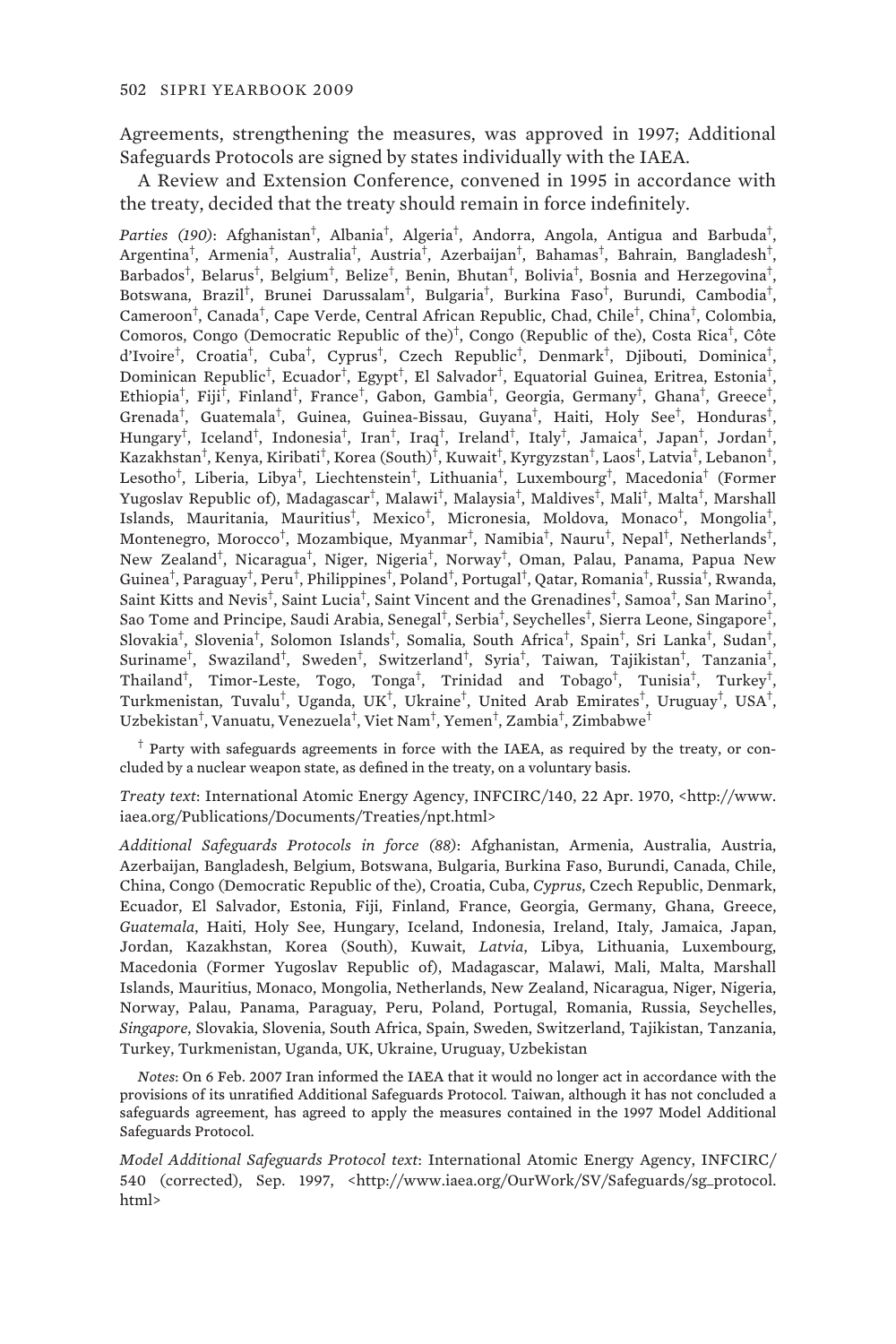Agreements, strengthening the measures, was approved in 1997; Additional Safeguards Protocols are signed by states individually with the IAEA.

A Review and Extension Conference, convened in 1995 in accordance with the treaty, decided that the treaty should remain in force indefinitely.

*Parties (190)*: Afghanistan†, Albania†, Algeria†, Andorra, Angola, Antigua and Barbuda†, Argentina†, Armenia†, Australia†, Austria†, Azerbaijan†, Bahamas†, Bahrain, Bangladesh†, Barbados†, Belarus†, Belgium†, Belize†, Benin, Bhutan†, Bolivia†, Bosnia and Herzegovina†, Botswana, Brazil†, Brunei Darussalam†, Bulgaria†, Burkina Faso†, Burundi, Cambodia†, Cameroon†, Canada†, Cape Verde, Central African Republic, Chad, Chile†, China†, Colombia, Comoros, Congo (Democratic Republic of the)†, Congo (Republic of the), Costa Rica†, Côte d'Ivoire†, Croatia†, Cuba†, Cyprus†, Czech Republic†, Denmark†, Djibouti, Dominica†, Dominican Republic†, Ecuador†, Egypt†, El Salvador†, Equatorial Guinea, Eritrea, Estonia†, Ethiopia†, Fiji†, Finland†, France†, Gabon, Gambia†, Georgia, Germany†, Ghana†, Greece†, Grenada†, Guatemala†, Guinea, Guinea-Bissau, Guyana†, Haiti, Holy See†, Honduras†, Hungary†, Iceland†, Indonesia†, Iran†, Iraq†, Ireland†, Italy†, Jamaica†, Japan†, Jordan†, Kazakhstan†, Kenya, Kiribati†, Korea (South)†, Kuwait†, Kyrgyzstan†, Laos†, Latvia†, Lebanon†, Lesotho†, Liberia, Libya†, Liechtenstein†, Lithuania†, Luxembourg†, Macedonia† (Former Yugoslav Republic of), Madagascar†, Malawi†, Malaysia†, Maldives†, Mali†, Malta†, Marshall Islands, Mauritania, Mauritius†, Mexico†, Micronesia, Moldova, Monaco†, Mongolia†, Montenegro, Morocco†, Mozambique, Myanmar†, Namibia†, Nauru†, Nepal†, Netherlands†, New Zealand†, Nicaragua†, Niger, Nigeria†, Norway†, Oman, Palau, Panama, Papua New Guinea†, Paraguay†, Peru†, Philippines†, Poland†, Portugal†, Qatar, Romania†, Russia†, Rwanda, Saint Kitts and Nevis†, Saint Lucia†, Saint Vincent and the Grenadines†, Samoa†, San Marino†, Sao Tome and Principe, Saudi Arabia, Senegal†, Serbia†, Seychelles†, Sierra Leone, Singapore†, Slovakia†, Slovenia†, Solomon Islands†, Somalia, South Africa†, Spain†, Sri Lanka†, Sudan†, Suriname†, Swaziland†, Sweden†, Switzerland†, Syria†, Taiwan, Tajikistan†, Tanzania†, Thailand†, Timor-Leste, Togo, Tonga†, Trinidad and Tobago†, Tunisia†, Turkey†, Turkmenistan, Tuvalu†, Uganda, UK†, Ukraine†, United Arab Emirates†, Uruguay†, USA†, Uzbekistan†, Vanuatu, Venezuela†, Viet Nam†, Yemen†, Zambia†, Zimbabwe†

† Party with safeguards agreements in force with the IAEA, as required by the treaty, or concluded by a nuclear weapon state, as defined in the treaty, on a voluntary basis.

*Treaty text*: International Atomic Energy Agency, INFCIRC/140, 22 Apr. 1970, <http://www.iaea.org/Publications/Documents/Treaties/npt.html>

*Additional Safeguards Protocols in force (88)*: Afghanistan, Armenia, Australia, Austria, Azerbaijan, Bangladesh, Belgium, Botswana, Bulgaria, Burkina Faso, Burundi, Canada, Chile, China, Congo (Democratic Republic of the), Croatia, Cuba, *Cyprus*, Czech Republic, Denmark, Ecuador, El Salvador, Estonia, Fiji, Finland, France, Georgia, Germany, Ghana, Greece, *Guatemala*, Haiti, Holy See, Hungary, Iceland, Indonesia, Ireland, Italy, Jamaica, Japan, Jordan, Kazakhstan, Korea (South), Kuwait, *Latvia*, Libya, Lithuania, Luxembourg, Macedonia (Former Yugoslav Republic of), Madagascar, Malawi, Mali, Malta, Marshall Islands, Mauritius, Monaco, Mongolia, Netherlands, New Zealand, Nicaragua, Niger, Nigeria, Norway, Palau, Panama, Paraguay, Peru, Poland, Portugal, Romania, Russia, Seychelles, *Singapore*, Slovakia, Slovenia, South Africa, Spain, Sweden, Switzerland, Tajikistan, Tanzania, Turkey, Turkmenistan, Uganda, UK, Ukraine, Uruguay, Uzbekistan

*Notes*: On 6 Feb. 2007 Iran informed the IAEA that it would no longer act in accordance with the provisions of its unratified Additional Safeguards Protocol. Taiwan, although it has not concluded a safeguards agreement, has agreed to apply the measures contained in the 1997 Model Additional Safeguards Protocol.

*Model Additional Safeguards Protocol text*: International Atomic Energy Agency, INFCIRC/540 (corrected), Sep. 1997, <http://www.iaea.org/OurWork/SV/Safeguards/sg_protocol.html>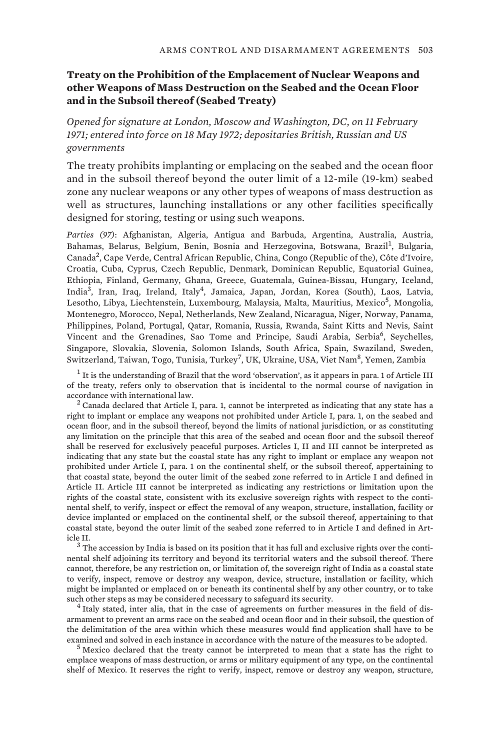### Treaty on the Prohibition of the Emplacement of Nuclear Weapons and other Weapons of Mass Destruction on the Seabed and the Ocean Floor and in the Subsoil thereof (Seabed Treaty)

*Opened for signature at London, Moscow and Washington, DC, on 11 February 1971; entered into force on 18 May 1972; depositaries British, Russian and US governments*

The treaty prohibits implanting or emplacing on the seabed and the ocean floor and in the subsoil thereof beyond the outer limit of a 12-mile (19-km) seabed zone any nuclear weapons or any other types of weapons of mass destruction as well as structures, launching installations or any other facilities specifically designed for storing, testing or using such weapons.

*Parties (97)*: Afghanistan, Algeria, Antigua and Barbuda, Argentina, Australia, Austria, Bahamas, Belarus, Belgium, Benin, Bosnia and Herzegovina, Botswana, Brazil[1], Bulgaria, Canada[2], Cape Verde, Central African Republic, China, Congo (Republic of the), Côte d'Ivoire, Croatia, Cuba, Cyprus, Czech Republic, Denmark, Dominican Republic, Equatorial Guinea, Ethiopia, Finland, Germany, Ghana, Greece, Guatemala, Guinea-Bissau, Hungary, Iceland, India[3], Iran, Iraq, Ireland, Italy[4], Jamaica, Japan, Jordan, Korea (South), Laos, Latvia, Lesotho, Libya, Liechtenstein, Luxembourg, Malaysia, Malta, Mauritius, Mexico[5], Mongolia, Montenegro, Morocco, Nepal, Netherlands, New Zealand, Nicaragua, Niger, Norway, Panama, Philippines, Poland, Portugal, Qatar, Romania, Russia, Rwanda, Saint Kitts and Nevis, Saint Vincent and the Grenadines, Sao Tome and Principe, Saudi Arabia, Serbia[6], Seychelles, Singapore, Slovakia, Slovenia, Solomon Islands, South Africa, Spain, Swaziland, Sweden, Switzerland, Taiwan, Togo, Tunisia, Turkey[7], UK, Ukraine, USA, Viet Nam[8], Yemen, Zambia

[1] It is the understanding of Brazil that the word 'observation', as it appears in para. 1 of Article III of the treaty, refers only to observation that is incidental to the normal course of navigation in accordance with international law.

[2] Canada declared that Article I, para. 1, cannot be interpreted as indicating that any state has a right to implant or emplace any weapons not prohibited under Article I, para. 1, on the seabed and ocean floor, and in the subsoil thereof, beyond the limits of national jurisdiction, or as constituting any limitation on the principle that this area of the seabed and ocean floor and the subsoil thereof shall be reserved for exclusively peaceful purposes. Articles I, II and III cannot be interpreted as indicating that any state but the coastal state has any right to implant or emplace any weapon not prohibited under Article I, para. 1 on the continental shelf, or the subsoil thereof, appertaining to that coastal state, beyond the outer limit of the seabed zone referred to in Article I and defined in Article II. Article III cannot be interpreted as indicating any restrictions or limitation upon the rights of the coastal state, consistent with its exclusive sovereign rights with respect to the continental shelf, to verify, inspect or effect the removal of any weapon, structure, installation, facility or device implanted or emplaced on the continental shelf, or the subsoil thereof, appertaining to that coastal state, beyond the outer limit of the seabed zone referred to in Article I and defined in Article II.

[3] The accession by India is based on its position that it has full and exclusive rights over the continental shelf adjoining its territory and beyond its territorial waters and the subsoil thereof. There cannot, therefore, be any restriction on, or limitation of, the sovereign right of India as a coastal state to verify, inspect, remove or destroy any weapon, device, structure, installation or facility, which might be implanted or emplaced on or beneath its continental shelf by any other country, or to take such other steps as may be considered necessary to safeguard its security.

[4] Italy stated, inter alia, that in the case of agreements on further measures in the field of disarmament to prevent an arms race on the seabed and ocean floor and in their subsoil, the question of the delimitation of the area within which these measures would find application shall have to be examined and solved in each instance in accordance with the nature of the measures to be adopted.

[5] Mexico declared that the treaty cannot be interpreted to mean that a state has the right to emplace weapons of mass destruction, or arms or military equipment of any type, on the continental shelf of Mexico. It reserves the right to verify, inspect, remove or destroy any weapon, structure,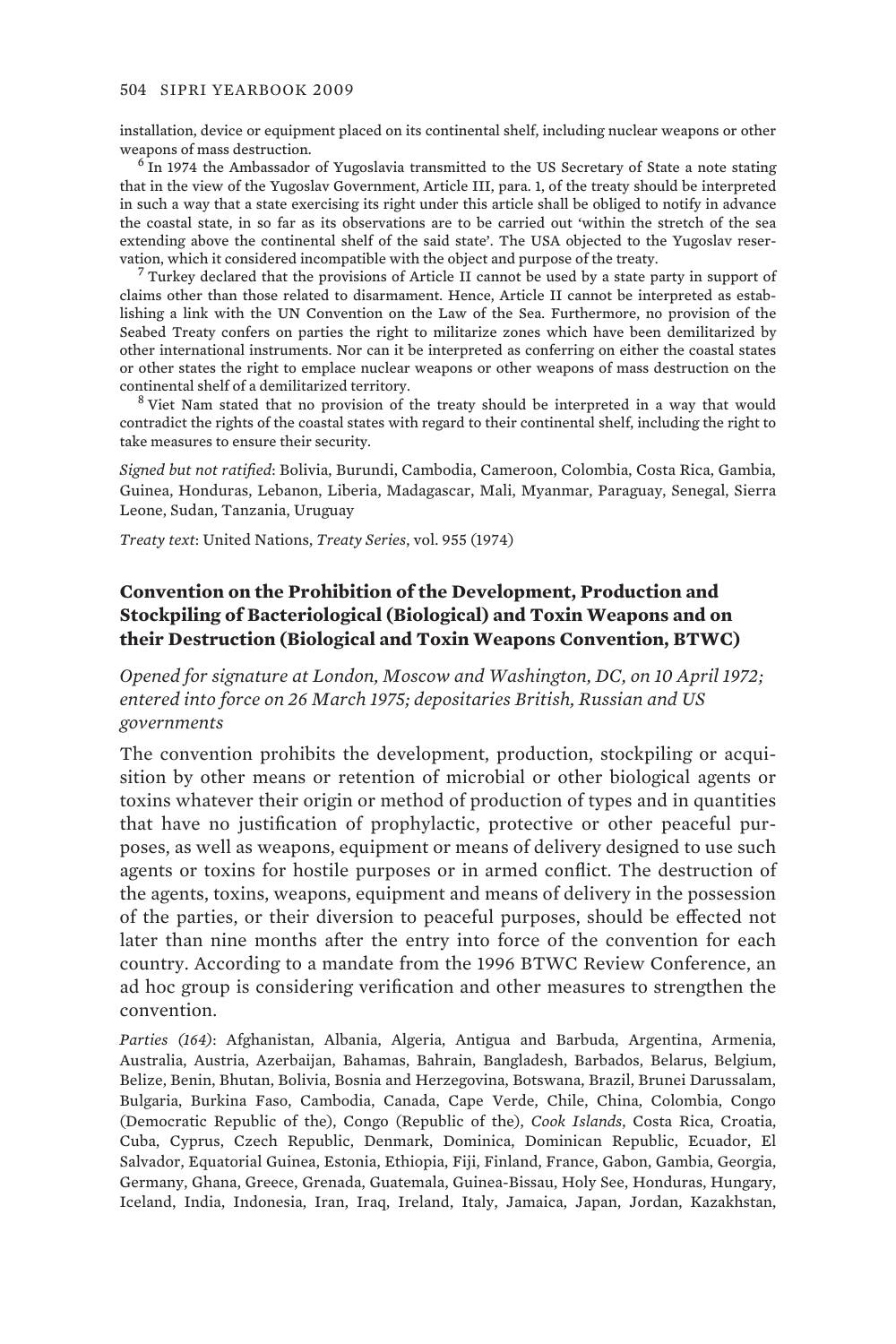installation, device or equipment placed on its continental shelf, including nuclear weapons or other weapons of mass destruction.

[6] In 1974 the Ambassador of Yugoslavia transmitted to the US Secretary of State a note stating that in the view of the Yugoslav Government, Article III, para. 1, of the treaty should be interpreted in such a way that a state exercising its right under this article shall be obliged to notify in advance the coastal state, in so far as its observations are to be carried out 'within the stretch of the sea extending above the continental shelf of the said state'. The USA objected to the Yugoslav reservation, which it considered incompatible with the object and purpose of the treaty.

[7] Turkey declared that the provisions of Article II cannot be used by a state party in support of claims other than those related to disarmament. Hence, Article II cannot be interpreted as establishing a link with the UN Convention on the Law of the Sea. Furthermore, no provision of the Seabed Treaty confers on parties the right to militarize zones which have been demilitarized by other international instruments. Nor can it be interpreted as conferring on either the coastal states or other states the right to emplace nuclear weapons or other weapons of mass destruction on the continental shelf of a demilitarized territory.

[8] Viet Nam stated that no provision of the treaty should be interpreted in a way that would contradict the rights of the coastal states with regard to their continental shelf, including the right to take measures to ensure their security.

*Signed but not ratified*: Bolivia, Burundi, Cambodia, Cameroon, Colombia, Costa Rica, Gambia, Guinea, Honduras, Lebanon, Liberia, Madagascar, Mali, Myanmar, Paraguay, Senegal, Sierra Leone, Sudan, Tanzania, Uruguay

*Treaty text*: United Nations, *Treaty Series*, vol. 955 (1974)

## Convention on the Prohibition of the Development, Production and Stockpiling of Bacteriological (Biological) and Toxin Weapons and on their Destruction (Biological and Toxin Weapons Convention, BTWC)

*Opened for signature at London, Moscow and Washington, DC, on 10 April 1972; entered into force on 26 March 1975; depositaries British, Russian and US governments*

The convention prohibits the development, production, stockpiling or acquisition by other means or retention of microbial or other biological agents or toxins whatever their origin or method of production of types and in quantities that have no justification of prophylactic, protective or other peaceful purposes, as well as weapons, equipment or means of delivery designed to use such agents or toxins for hostile purposes or in armed conflict. The destruction of the agents, toxins, weapons, equipment and means of delivery in the possession of the parties, or their diversion to peaceful purposes, should be effected not later than nine months after the entry into force of the convention for each country. According to a mandate from the 1996 BTWC Review Conference, an ad hoc group is considering verification and other measures to strengthen the convention.

*Parties (164)*: Afghanistan, Albania, Algeria, Antigua and Barbuda, Argentina, Armenia, Australia, Austria, Azerbaijan, Bahamas, Bahrain, Bangladesh, Barbados, Belarus, Belgium, Belize, Benin, Bhutan, Bolivia, Bosnia and Herzegovina, Botswana, Brazil, Brunei Darussalam, Bulgaria, Burkina Faso, Cambodia, Canada, Cape Verde, Chile, China, Colombia, Congo (Democratic Republic of the), Congo (Republic of the), *Cook Islands*, Costa Rica, Croatia, Cuba, Cyprus, Czech Republic, Denmark, Dominica, Dominican Republic, Ecuador, El Salvador, Equatorial Guinea, Estonia, Ethiopia, Fiji, Finland, France, Gabon, Gambia, Georgia, Germany, Ghana, Greece, Grenada, Guatemala, Guinea-Bissau, Holy See, Honduras, Hungary, Iceland, India, Indonesia, Iran, Iraq, Ireland, Italy, Jamaica, Japan, Jordan, Kazakhstan,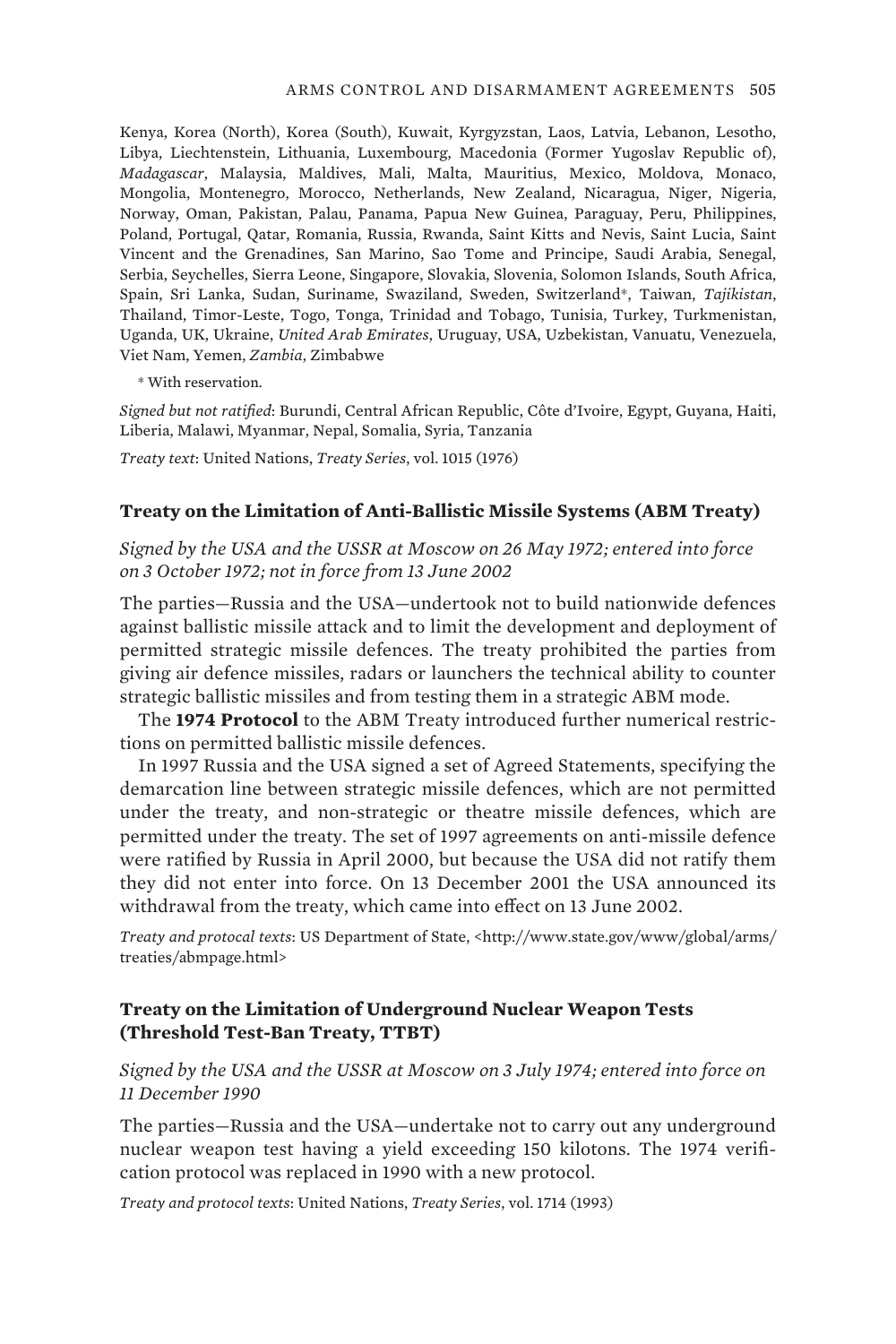Kenya, Korea (North), Korea (South), Kuwait, Kyrgyzstan, Laos, Latvia, Lebanon, Lesotho, Libya, Liechtenstein, Lithuania, Luxembourg, Macedonia (Former Yugoslav Republic of), *Madagascar*, Malaysia, Maldives, Mali, Malta, Mauritius, Mexico, Moldova, Monaco, Mongolia, Montenegro, Morocco, Netherlands, New Zealand, Nicaragua, Niger, Nigeria, Norway, Oman, Pakistan, Palau, Panama, Papua New Guinea, Paraguay, Peru, Philippines, Poland, Portugal, Qatar, Romania, Russia, Rwanda, Saint Kitts and Nevis, Saint Lucia, Saint Vincent and the Grenadines, San Marino, Sao Tome and Principe, Saudi Arabia, Senegal, Serbia, Seychelles, Sierra Leone, Singapore, Slovakia, Slovenia, Solomon Islands, South Africa, Spain, Sri Lanka, Sudan, Suriname, Swaziland, Sweden, Switzerland*, Taiwan, *Tajikistan*, Thailand, Timor-Leste, Togo, Tonga, Trinidad and Tobago, Tunisia, Turkey, Turkmenistan, Uganda, UK, Ukraine, *United Arab Emirates*, Uruguay, USA, Uzbekistan, Vanuatu, Venezuela, Viet Nam, Yemen, *Zambia*, Zimbabwe

* With reservation.

*Signed but not ratified*: Burundi, Central African Republic, Côte d'Ivoire, Egypt, Guyana, Haiti, Liberia, Malawi, Myanmar, Nepal, Somalia, Syria, Tanzania

*Treaty text*: United Nations, *Treaty Series*, vol. 1015 (1976)

### Treaty on the Limitation of Anti-Ballistic Missile Systems (ABM Treaty)

*Signed by the USA and the USSR at Moscow on 26 May 1972; entered into force on 3 October 1972; not in force from 13 June 2002*

The parties—Russia and the USA—undertook not to build nationwide defences against ballistic missile attack and to limit the development and deployment of permitted strategic missile defences. The treaty prohibited the parties from giving air defence missiles, radars or launchers the technical ability to counter strategic ballistic missiles and from testing them in a strategic ABM mode.

The **1974 Protocol** to the ABM Treaty introduced further numerical restrictions on permitted ballistic missile defences.

In 1997 Russia and the USA signed a set of Agreed Statements, specifying the demarcation line between strategic missile defences, which are not permitted under the treaty, and non-strategic or theatre missile defences, which are permitted under the treaty. The set of 1997 agreements on anti-missile defence were ratified by Russia in April 2000, but because the USA did not ratify them they did not enter into force. On 13 December 2001 the USA announced its withdrawal from the treaty, which came into effect on 13 June 2002.

*Treaty and protocal texts*: US Department of State, <http://www.state.gov/www/global/arms/treaties/abmpage.html>

### Treaty on the Limitation of Underground Nuclear Weapon Tests (Threshold Test-Ban Treaty, TTBT)

*Signed by the USA and the USSR at Moscow on 3 July 1974; entered into force on 11 December 1990*

The parties—Russia and the USA—undertake not to carry out any underground nuclear weapon test having a yield exceeding 150 kilotons. The 1974 verification protocol was replaced in 1990 with a new protocol.

*Treaty and protocol texts*: United Nations, *Treaty Series*, vol. 1714 (1993)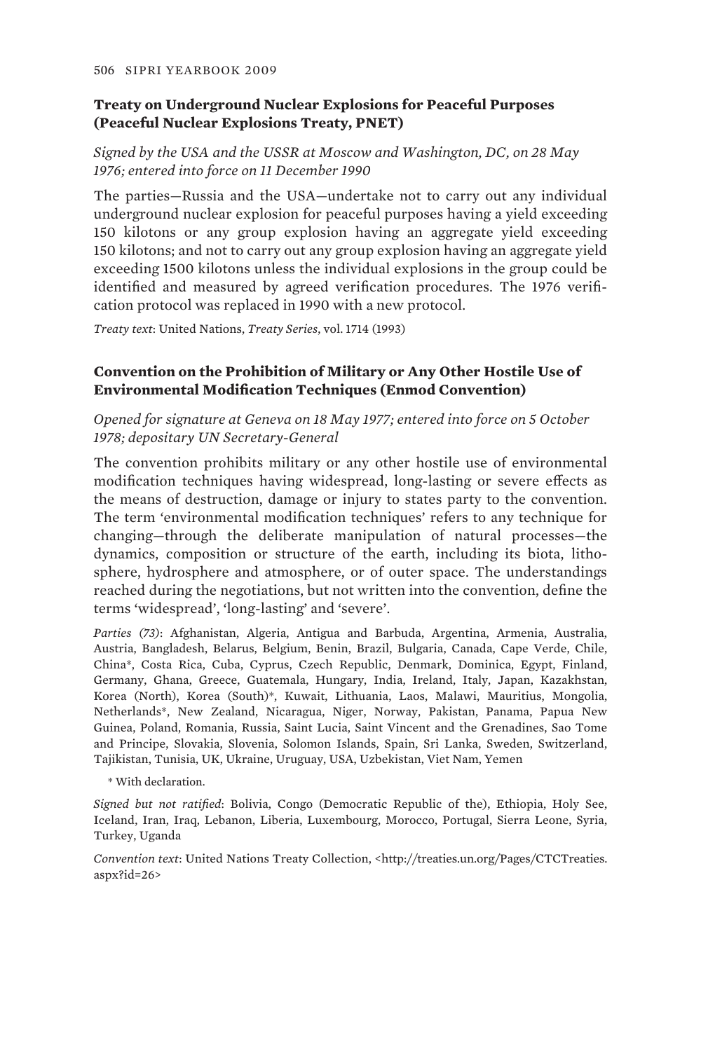### Treaty on Underground Nuclear Explosions for Peaceful Purposes (Peaceful Nuclear Explosions Treaty, PNET)

*Signed by the USA and the USSR at Moscow and Washington, DC, on 28 May 1976; entered into force on 11 December 1990*

The parties—Russia and the USA—undertake not to carry out any individual underground nuclear explosion for peaceful purposes having a yield exceeding 150 kilotons or any group explosion having an aggregate yield exceeding 150 kilotons; and not to carry out any group explosion having an aggregate yield exceeding 1500 kilotons unless the individual explosions in the group could be identified and measured by agreed verification procedures. The 1976 verification protocol was replaced in 1990 with a new protocol.

*Treaty text*: United Nations, *Treaty Series*, vol. 1714 (1993)

### Convention on the Prohibition of Military or Any Other Hostile Use of Environmental Modification Techniques (Enmod Convention)

*Opened for signature at Geneva on 18 May 1977; entered into force on 5 October 1978; depositary UN Secretary-General*

The convention prohibits military or any other hostile use of environmental modification techniques having widespread, long-lasting or severe effects as the means of destruction, damage or injury to states party to the convention. The term 'environmental modification techniques' refers to any technique for changing—through the deliberate manipulation of natural processes—the dynamics, composition or structure of the earth, including its biota, lithosphere, hydrosphere and atmosphere, or of outer space. The understandings reached during the negotiations, but not written into the convention, define the terms 'widespread', 'long-lasting' and 'severe'.

*Parties (73)*: Afghanistan, Algeria, Antigua and Barbuda, Argentina, Armenia, Australia, Austria, Bangladesh, Belarus, Belgium, Benin, Brazil, Bulgaria, Canada, Cape Verde, Chile, China*, Costa Rica, Cuba, Cyprus, Czech Republic, Denmark, Dominica, Egypt, Finland, Germany, Ghana, Greece, Guatemala, Hungary, India, Ireland, Italy, Japan, Kazakhstan, Korea (North), Korea (South)*, Kuwait, Lithuania, Laos, Malawi, Mauritius, Mongolia, Netherlands*, New Zealand, Nicaragua, Niger, Norway, Pakistan, Panama, Papua New Guinea, Poland, Romania, Russia, Saint Lucia, Saint Vincent and the Grenadines, Sao Tome and Principe, Slovakia, Slovenia, Solomon Islands, Spain, Sri Lanka, Sweden, Switzerland, Tajikistan, Tunisia, UK, Ukraine, Uruguay, USA, Uzbekistan, Viet Nam, Yemen

\* With declaration.

*Signed but not ratified*: Bolivia, Congo (Democratic Republic of the), Ethiopia, Holy See, Iceland, Iran, Iraq, Lebanon, Liberia, Luxembourg, Morocco, Portugal, Sierra Leone, Syria, Turkey, Uganda

*Convention text*: United Nations Treaty Collection, <http://treaties.un.org/Pages/CTCTreaties.aspx?id=26>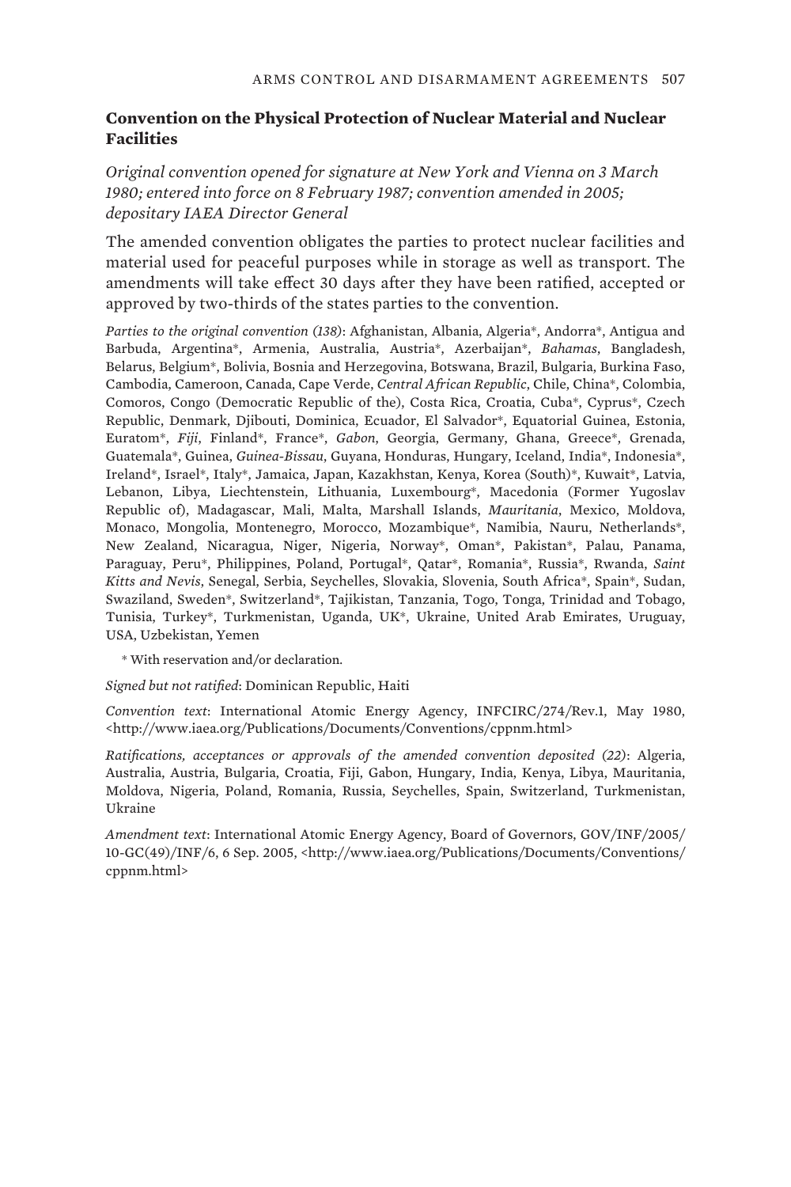### Convention on the Physical Protection of Nuclear Material and Nuclear Facilities

*Original convention opened for signature at New York and Vienna on 3 March 1980; entered into force on 8 February 1987; convention amended in 2005; depositary IAEA Director General*

The amended convention obligates the parties to protect nuclear facilities and material used for peaceful purposes while in storage as well as transport. The amendments will take effect 30 days after they have been ratified, accepted or approved by two-thirds of the states parties to the convention.

*Parties to the original convention (138)*: Afghanistan, Albania, Algeria*, Andorra*, Antigua and Barbuda, Argentina*, Armenia, Australia, Austria*, Azerbaijan*, *Bahamas*, Bangladesh, Belarus, Belgium*, Bolivia, Bosnia and Herzegovina, Botswana, Brazil, Bulgaria, Burkina Faso, Cambodia, Cameroon, Canada, Cape Verde, *Central African Republic*, Chile, China*, Colombia, Comoros, Congo (Democratic Republic of the), Costa Rica, Croatia, Cuba*, Cyprus*, Czech Republic, Denmark, Djibouti, Dominica, Ecuador, El Salvador*, Equatorial Guinea, Estonia, Euratom*, *Fiji*, Finland*, France*, *Gabon*, Georgia, Germany, Ghana, Greece*, Grenada, Guatemala*, Guinea, *Guinea-Bissau*, Guyana, Honduras, Hungary, Iceland, India*, Indonesia*, Ireland*, Israel*, Italy*, Jamaica, Japan, Kazakhstan, Kenya, Korea (South)*, Kuwait*, Latvia, Lebanon, Libya, Liechtenstein, Lithuania, Luxembourg*, Macedonia (Former Yugoslav Republic of), Madagascar, Mali, Malta, Marshall Islands, *Mauritania*, Mexico, Moldova, Monaco, Mongolia, Montenegro, Morocco, Mozambique*, Namibia, Nauru, Netherlands*, New Zealand, Nicaragua, Niger, Nigeria, Norway*, Oman*, Pakistan*, Palau, Panama, Paraguay, Peru*, Philippines, Poland, Portugal*, Qatar*, Romania*, Russia*, Rwanda, *Saint Kitts and Nevis*, Senegal, Serbia, Seychelles, Slovakia, Slovenia, South Africa*, Spain*, Sudan, Swaziland, Sweden*, Switzerland*, Tajikistan, Tanzania, Togo, Tonga, Trinidad and Tobago, Tunisia, Turkey*, Turkmenistan, Uganda, UK*, Ukraine, United Arab Emirates, Uruguay, USA, Uzbekistan, Yemen

\* With reservation and/or declaration.

*Signed but not ratified*: Dominican Republic, Haiti

*Convention text*: International Atomic Energy Agency, INFCIRC/274/Rev.1, May 1980, <http://www.iaea.org/Publications/Documents/Conventions/cppnm.html>

*Ratifications, acceptances or approvals of the amended convention deposited (22)*: Algeria, Australia, Austria, Bulgaria, Croatia, Fiji, Gabon, Hungary, India, Kenya, Libya, Mauritania, Moldova, Nigeria, Poland, Romania, Russia, Seychelles, Spain, Switzerland, Turkmenistan, Ukraine

*Amendment text*: International Atomic Energy Agency, Board of Governors, GOV/INF/2005/10-GC(49)/INF/6, 6 Sep. 2005, <http://www.iaea.org/Publications/Documents/Conventions/cppnm.html>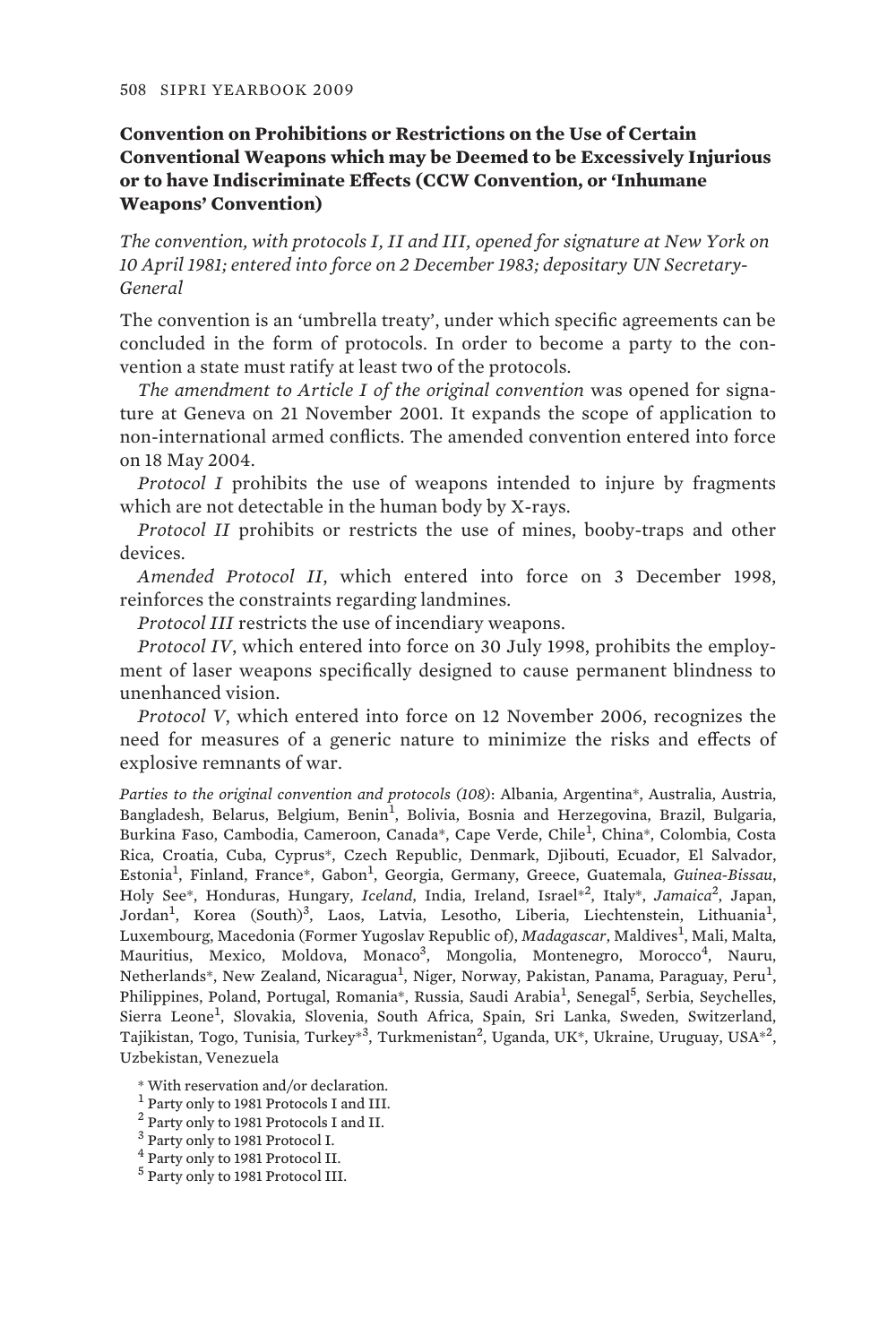### Convention on Prohibitions or Restrictions on the Use of Certain Conventional Weapons which may be Deemed to be Excessively Injurious or to have Indiscriminate Effects (CCW Convention, or 'Inhumane Weapons' Convention)

*The convention, with protocols I, II and III, opened for signature at New York on 10 April 1981; entered into force on 2 December 1983; depositary UN Secretary-General*

The convention is an 'umbrella treaty', under which specific agreements can be concluded in the form of protocols. In order to become a party to the convention a state must ratify at least two of the protocols.

*The amendment to Article I of the original convention* was opened for signature at Geneva on 21 November 2001. It expands the scope of application to non-international armed conflicts. The amended convention entered into force on 18 May 2004.

*Protocol I* prohibits the use of weapons intended to injure by fragments which are not detectable in the human body by X-rays.

*Protocol II* prohibits or restricts the use of mines, booby-traps and other devices.

*Amended Protocol II*, which entered into force on 3 December 1998, reinforces the constraints regarding landmines.

*Protocol III* restricts the use of incendiary weapons.

*Protocol IV*, which entered into force on 30 July 1998, prohibits the employment of laser weapons specifically designed to cause permanent blindness to unenhanced vision.

*Protocol V*, which entered into force on 12 November 2006, recognizes the need for measures of a generic nature to minimize the risks and effects of explosive remnants of war.

*Parties to the original convention and protocols (108)*: Albania, Argentina*, Australia, Austria, Bangladesh, Belarus, Belgium, Benin[1], Bolivia, Bosnia and Herzegovina, Brazil, Bulgaria, Burkina Faso, Cambodia, Cameroon, Canada*, Cape Verde, Chile[1], China*, Colombia, Costa Rica, Croatia, Cuba, Cyprus*, Czech Republic, Denmark, Djibouti, Ecuador, El Salvador, Estonia[1], Finland, France*, Gabon[1], Georgia, Germany, Greece, Guatemala, *Guinea-Bissau*, Holy See*, Honduras, Hungary, *Iceland*, India, Ireland, Israel*[2], Italy*, *Jamaica*[2], Japan, Jordan[1], Korea (South)[3], Laos, Latvia, Lesotho, Liberia, Liechtenstein, Lithuania[1], Luxembourg, Macedonia (Former Yugoslav Republic of), *Madagascar*, Maldives[1], Mali, Malta, Mauritius, Mexico, Moldova, Monaco[3], Mongolia, Montenegro, Morocco[4], Nauru, Netherlands*, New Zealand, Nicaragua[1], Niger, Norway, Pakistan, Panama, Paraguay, Peru[1], Philippines, Poland, Portugal, Romania*, Russia, Saudi Arabia[1], Senegal[5], Serbia, Seychelles, Sierra Leone[1], Slovakia, Slovenia, South Africa, Spain, Sri Lanka, Sweden, Switzerland, Tajikistan, Togo, Tunisia, Turkey*[3], Turkmenistan[2], Uganda, UK*, Ukraine, Uruguay, USA*[2], Uzbekistan, Venezuela

\* With reservation and/or declaration.

[1] Party only to 1981 Protocols I and III.

[2] Party only to 1981 Protocols I and II.

[3] Party only to 1981 Protocol I.

[4] Party only to 1981 Protocol II.

[5] Party only to 1981 Protocol III.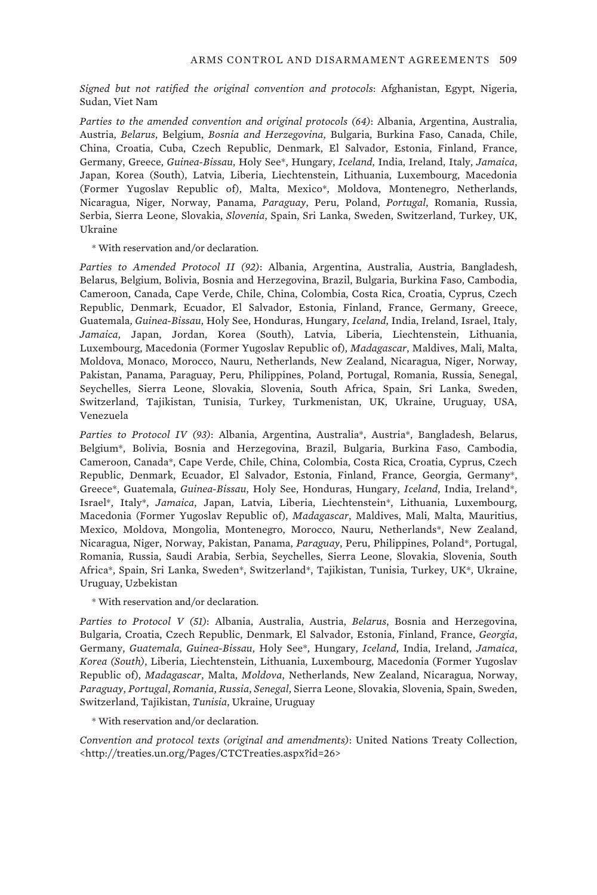*Signed but not ratified the original convention and protocols*: Afghanistan, Egypt, Nigeria, Sudan, Viet Nam

*Parties to the amended convention and original protocols (64)*: Albania, Argentina, Australia, Austria, *Belarus*, Belgium, *Bosnia and Herzegovina*, Bulgaria, Burkina Faso, Canada, Chile, China, Croatia, Cuba, Czech Republic, Denmark, El Salvador, Estonia, Finland, France, Germany, Greece, *Guinea-Bissau*, Holy See*, Hungary, *Iceland*, India, Ireland, Italy, *Jamaica*, Japan, Korea (South), Latvia, Liberia, Liechtenstein, Lithuania, Luxembourg, Macedonia (Former Yugoslav Republic of), Malta, Mexico*, Moldova, Montenegro, Netherlands, Nicaragua, Niger, Norway, Panama, *Paraguay*, Peru, Poland, *Portugal*, Romania, Russia, Serbia, Sierra Leone, Slovakia, *Slovenia*, Spain, Sri Lanka, Sweden, Switzerland, Turkey, UK, Ukraine

* With reservation and/or declaration.

*Parties to Amended Protocol II (92)*: Albania, Argentina, Australia, Austria, Bangladesh, Belarus, Belgium, Bolivia, Bosnia and Herzegovina, Brazil, Bulgaria, Burkina Faso, Cambodia, Cameroon, Canada, Cape Verde, Chile, China, Colombia, Costa Rica, Croatia, Cyprus, Czech Republic, Denmark, Ecuador, El Salvador, Estonia, Finland, France, Germany, Greece, Guatemala, *Guinea-Bissau*, Holy See, Honduras, Hungary, *Iceland*, India, Ireland, Israel, Italy, *Jamaica*, Japan, Jordan, Korea (South), Latvia, Liberia, Liechtenstein, Lithuania, Luxembourg, Macedonia (Former Yugoslav Republic of), *Madagascar*, Maldives, Mali, Malta, Moldova, Monaco, Morocco, Nauru, Netherlands, New Zealand, Nicaragua, Niger, Norway, Pakistan, Panama, Paraguay, Peru, Philippines, Poland, Portugal, Romania, Russia, Senegal, Seychelles, Sierra Leone, Slovakia, Slovenia, South Africa, Spain, Sri Lanka, Sweden, Switzerland, Tajikistan, Tunisia, Turkey, Turkmenistan, UK, Ukraine, Uruguay, USA, Venezuela

*Parties to Protocol IV (93)*: Albania, Argentina, Australia*, Austria*, Bangladesh, Belarus, Belgium*, Bolivia, Bosnia and Herzegovina, Brazil, Bulgaria, Burkina Faso, Cambodia, Cameroon, Canada*, Cape Verde, Chile, China, Colombia, Costa Rica, Croatia, Cyprus, Czech Republic, Denmark, Ecuador, El Salvador, Estonia, Finland, France, Georgia, Germany*, Greece*, Guatemala, *Guinea-Bissau*, Holy See, Honduras, Hungary, *Iceland*, India, Ireland*, Israel*, Italy*, *Jamaica*, Japan, Latvia, Liberia, Liechtenstein*, Lithuania, Luxembourg, Macedonia (Former Yugoslav Republic of), *Madagascar*, Maldives, Mali, Malta, Mauritius, Mexico, Moldova, Mongolia, Montenegro, Morocco, Nauru, Netherlands*, New Zealand, Nicaragua, Niger, Norway, Pakistan, Panama, *Paraguay*, Peru, Philippines, Poland*, Portugal, Romania, Russia, Saudi Arabia, Serbia, Seychelles, Sierra Leone, Slovakia, Slovenia, South Africa*, Spain, Sri Lanka, Sweden*, Switzerland*, Tajikistan, Tunisia, Turkey, UK*, Ukraine, Uruguay, Uzbekistan

* With reservation and/or declaration.

*Parties to Protocol V (51)*: Albania, Australia, Austria, *Belarus*, Bosnia and Herzegovina, Bulgaria, Croatia, Czech Republic, Denmark, El Salvador, Estonia, Finland, France, *Georgia*, Germany, *Guatemala*, *Guinea-Bissau*, Holy See*, Hungary, *Iceland*, India, Ireland, *Jamaica*, *Korea (South)*, Liberia, Liechtenstein, Lithuania, Luxembourg, Macedonia (Former Yugoslav Republic of), *Madagascar*, Malta, *Moldova*, Netherlands, New Zealand, Nicaragua, Norway, *Paraguay*, *Portugal*, *Romania*, *Russia*, *Senegal*, Sierra Leone, Slovakia, Slovenia, Spain, Sweden, Switzerland, Tajikistan, *Tunisia*, Ukraine, Uruguay

* With reservation and/or declaration.

*Convention and protocol texts (original and amendments)*: United Nations Treaty Collection, <http://treaties.un.org/Pages/CTCTreaties.aspx?id=26>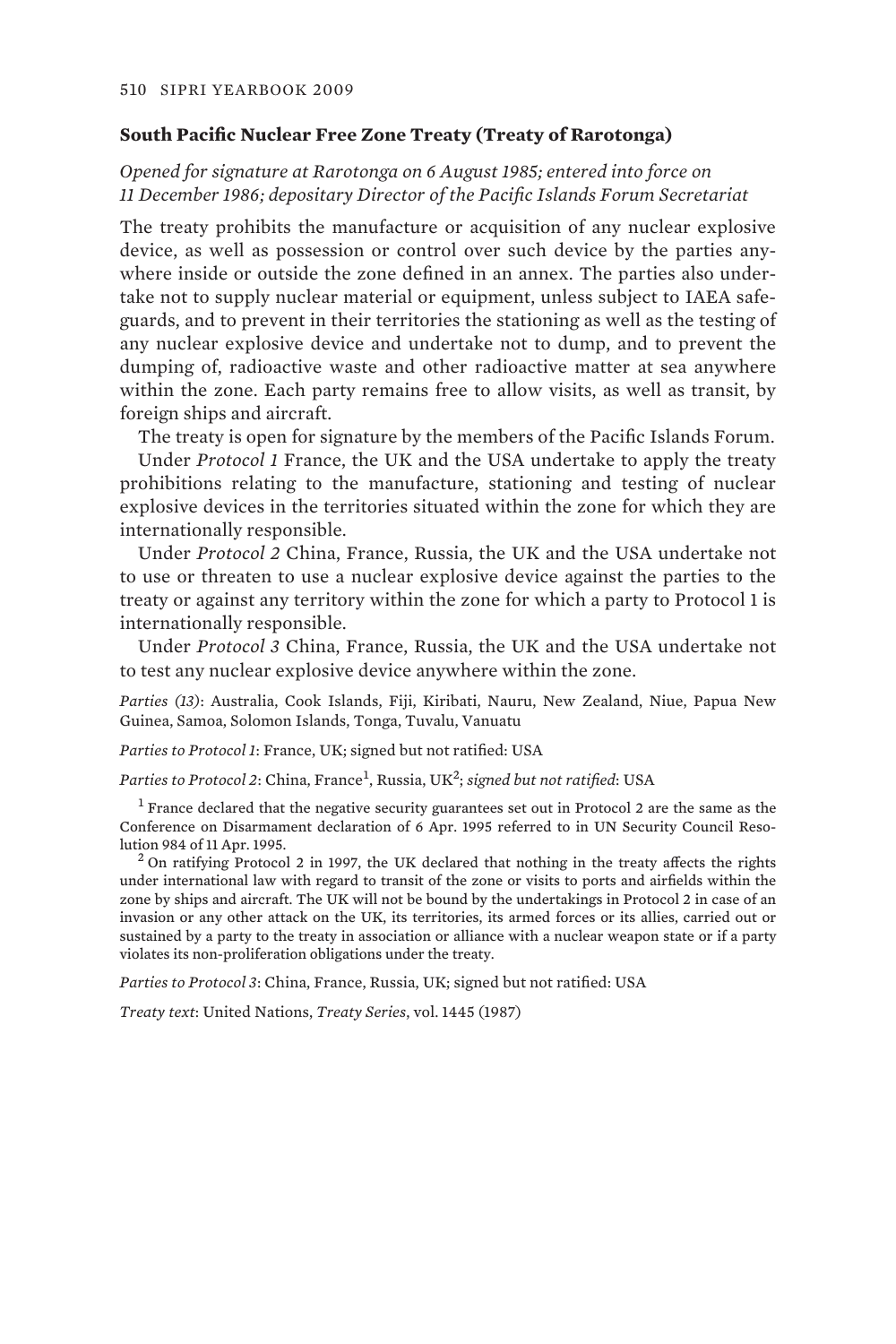### South Pacific Nuclear Free Zone Treaty (Treaty of Rarotonga)

*Opened for signature at Rarotonga on 6 August 1985; entered into force on 11 December 1986; depositary Director of the Pacific Islands Forum Secretariat*

The treaty prohibits the manufacture or acquisition of any nuclear explosive device, as well as possession or control over such device by the parties anywhere inside or outside the zone defined in an annex. The parties also undertake not to supply nuclear material or equipment, unless subject to IAEA safeguards, and to prevent in their territories the stationing as well as the testing of any nuclear explosive device and undertake not to dump, and to prevent the dumping of, radioactive waste and other radioactive matter at sea anywhere within the zone. Each party remains free to allow visits, as well as transit, by foreign ships and aircraft.

The treaty is open for signature by the members of the Pacific Islands Forum.

Under *Protocol 1* France, the UK and the USA undertake to apply the treaty prohibitions relating to the manufacture, stationing and testing of nuclear explosive devices in the territories situated within the zone for which they are internationally responsible.

Under *Protocol 2* China, France, Russia, the UK and the USA undertake not to use or threaten to use a nuclear explosive device against the parties to the treaty or against any territory within the zone for which a party to Protocol 1 is internationally responsible.

Under *Protocol 3* China, France, Russia, the UK and the USA undertake not to test any nuclear explosive device anywhere within the zone.

*Parties (13)*: Australia, Cook Islands, Fiji, Kiribati, Nauru, New Zealand, Niue, Papua New Guinea, Samoa, Solomon Islands, Tonga, Tuvalu, Vanuatu

*Parties to Protocol 1*: France, UK; signed but not ratified: USA

*Parties to Protocol 2*: China, France[1], Russia, UK[2]; *signed but not ratified*: USA

[1] France declared that the negative security guarantees set out in Protocol 2 are the same as the Conference on Disarmament declaration of 6 Apr. 1995 referred to in UN Security Council Resolution 984 of 11 Apr. 1995.

[2] On ratifying Protocol 2 in 1997, the UK declared that nothing in the treaty affects the rights under international law with regard to transit of the zone or visits to ports and airfields within the zone by ships and aircraft. The UK will not be bound by the undertakings in Protocol 2 in case of an invasion or any other attack on the UK, its territories, its armed forces or its allies, carried out or sustained by a party to the treaty in association or alliance with a nuclear weapon state or if a party violates its non-proliferation obligations under the treaty.

*Parties to Protocol 3*: China, France, Russia, UK; signed but not ratified: USA

*Treaty text*: United Nations, *Treaty Series*, vol. 1445 (1987)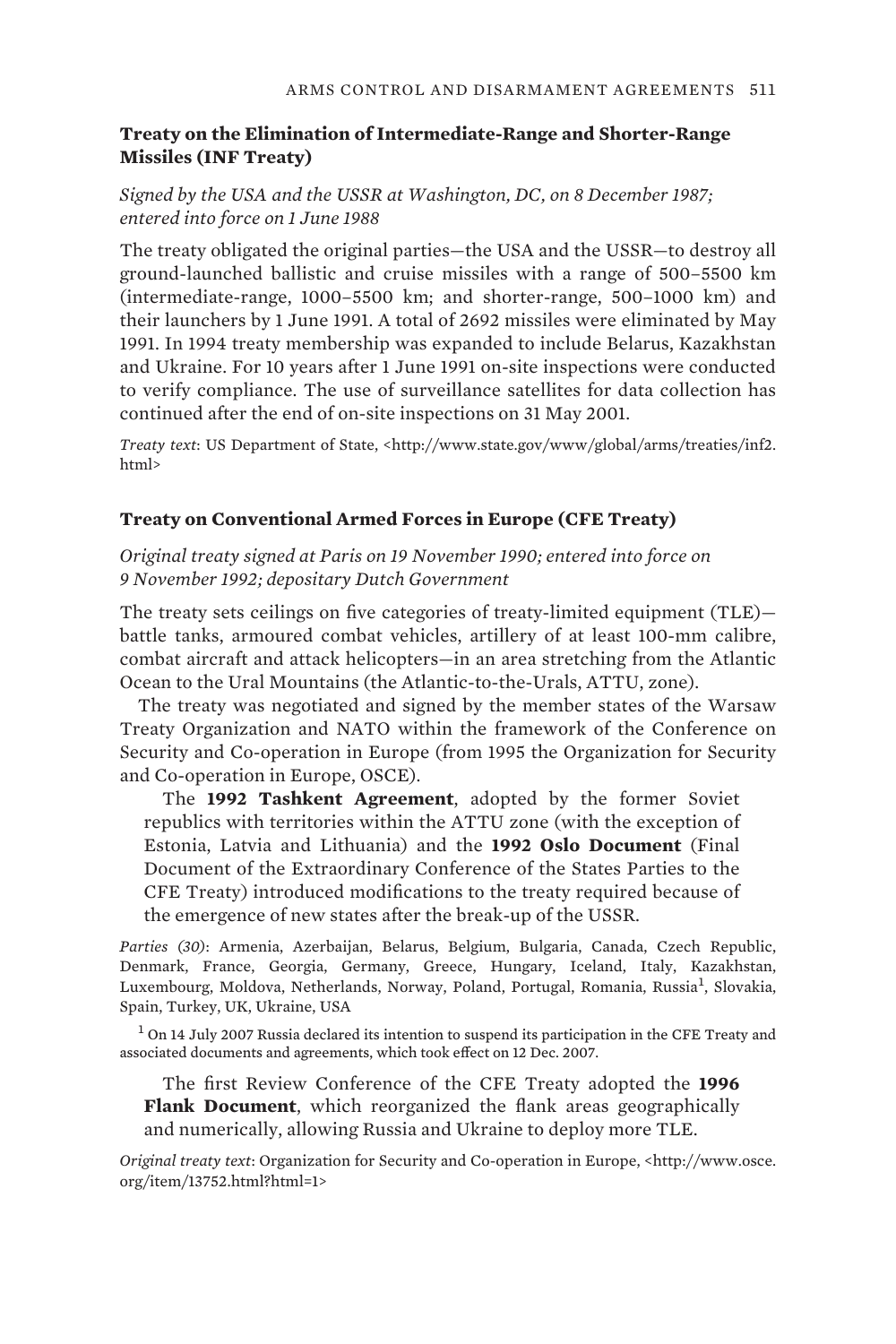### Treaty on the Elimination of Intermediate-Range and Shorter-Range Missiles (INF Treaty)

*Signed by the USA and the USSR at Washington, DC, on 8 December 1987; entered into force on 1 June 1988*

The treaty obligated the original parties—the USA and the USSR—to destroy all ground-launched ballistic and cruise missiles with a range of 500–5500 km (intermediate-range, 1000–5500 km; and shorter-range, 500–1000 km) and their launchers by 1 June 1991. A total of 2692 missiles were eliminated by May 1991. In 1994 treaty membership was expanded to include Belarus, Kazakhstan and Ukraine. For 10 years after 1 June 1991 on-site inspections were conducted to verify compliance. The use of surveillance satellites for data collection has continued after the end of on-site inspections on 31 May 2001.

*Treaty text*: US Department of State, <http://www.state.gov/www/global/arms/treaties/inf2.html>

### Treaty on Conventional Armed Forces in Europe (CFE Treaty)

*Original treaty signed at Paris on 19 November 1990; entered into force on 9 November 1992; depositary Dutch Government*

The treaty sets ceilings on five categories of treaty-limited equipment (TLE)—battle tanks, armoured combat vehicles, artillery of at least 100-mm calibre, combat aircraft and attack helicopters—in an area stretching from the Atlantic Ocean to the Ural Mountains (the Atlantic-to-the-Urals, ATTU, zone).

The treaty was negotiated and signed by the member states of the Warsaw Treaty Organization and NATO within the framework of the Conference on Security and Co-operation in Europe (from 1995 the Organization for Security and Co-operation in Europe, OSCE).

The **1992 Tashkent Agreement**, adopted by the former Soviet republics with territories within the ATTU zone (with the exception of Estonia, Latvia and Lithuania) and the **1992 Oslo Document** (Final Document of the Extraordinary Conference of the States Parties to the CFE Treaty) introduced modifications to the treaty required because of the emergence of new states after the break-up of the USSR.

*Parties (30)*: Armenia, Azerbaijan, Belarus, Belgium, Bulgaria, Canada, Czech Republic, Denmark, France, Georgia, Germany, Greece, Hungary, Iceland, Italy, Kazakhstan, Luxembourg, Moldova, Netherlands, Norway, Poland, Portugal, Romania, Russia[1], Slovakia, Spain, Turkey, UK, Ukraine, USA

[1] On 14 July 2007 Russia declared its intention to suspend its participation in the CFE Treaty and associated documents and agreements, which took effect on 12 Dec. 2007.

The first Review Conference of the CFE Treaty adopted the **1996 Flank Document**, which reorganized the flank areas geographically and numerically, allowing Russia and Ukraine to deploy more TLE.

*Original treaty text*: Organization for Security and Co-operation in Europe, <http://www.osce.org/item/13752.html?html=1>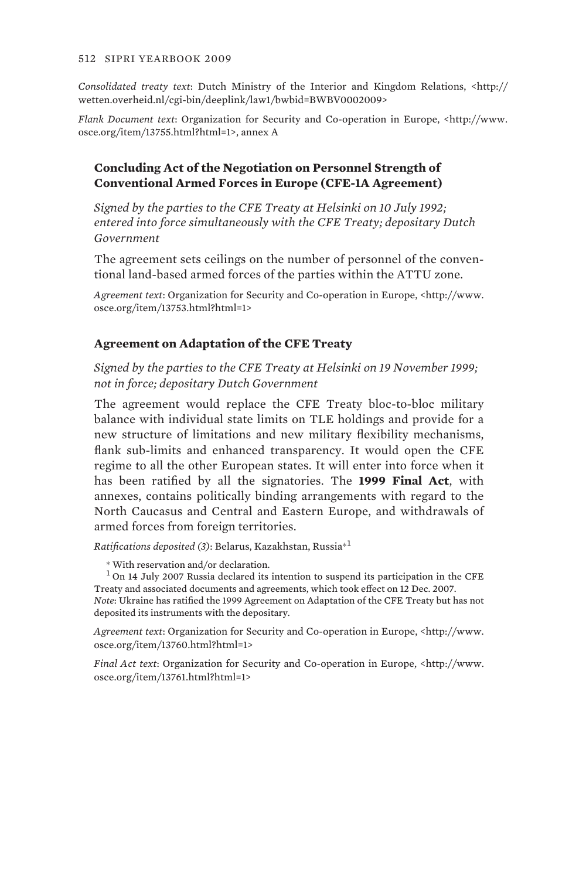*Consolidated treaty text*: Dutch Ministry of the Interior and Kingdom Relations, <http://wetten.overheid.nl/cgi-bin/deeplink/law1/bwbid=BWBV0002009>

*Flank Document text*: Organization for Security and Co-operation in Europe, <http://www.osce.org/item/13755.html?html=1>, annex A

### Concluding Act of the Negotiation on Personnel Strength of Conventional Armed Forces in Europe (CFE-1A Agreement)

*Signed by the parties to the CFE Treaty at Helsinki on 10 July 1992; entered into force simultaneously with the CFE Treaty; depositary Dutch Government*

The agreement sets ceilings on the number of personnel of the conventional land-based armed forces of the parties within the ATTU zone.

*Agreement text*: Organization for Security and Co-operation in Europe, <http://www.osce.org/item/13753.html?html=1>

### Agreement on Adaptation of the CFE Treaty

*Signed by the parties to the CFE Treaty at Helsinki on 19 November 1999; not in force; depositary Dutch Government*

The agreement would replace the CFE Treaty bloc-to-bloc military balance with individual state limits on TLE holdings and provide for a new structure of limitations and new military flexibility mechanisms, flank sub-limits and enhanced transparency. It would open the CFE regime to all the other European states. It will enter into force when it has been ratified by all the signatories. The **1999 Final Act**, with annexes, contains politically binding arrangements with regard to the North Caucasus and Central and Eastern Europe, and withdrawals of armed forces from foreign territories.

*Ratifications deposited (3)*: Belarus, Kazakhstan, Russia*[1]

\* With reservation and/or declaration.

[1] On 14 July 2007 Russia declared its intention to suspend its participation in the CFE Treaty and associated documents and agreements, which took effect on 12 Dec. 2007.

*Note*: Ukraine has ratified the 1999 Agreement on Adaptation of the CFE Treaty but has not deposited its instruments with the depositary.

*Agreement text*: Organization for Security and Co-operation in Europe, <http://www.osce.org/item/13760.html?html=1>

*Final Act text*: Organization for Security and Co-operation in Europe, <http://www.osce.org/item/13761.html?html=1>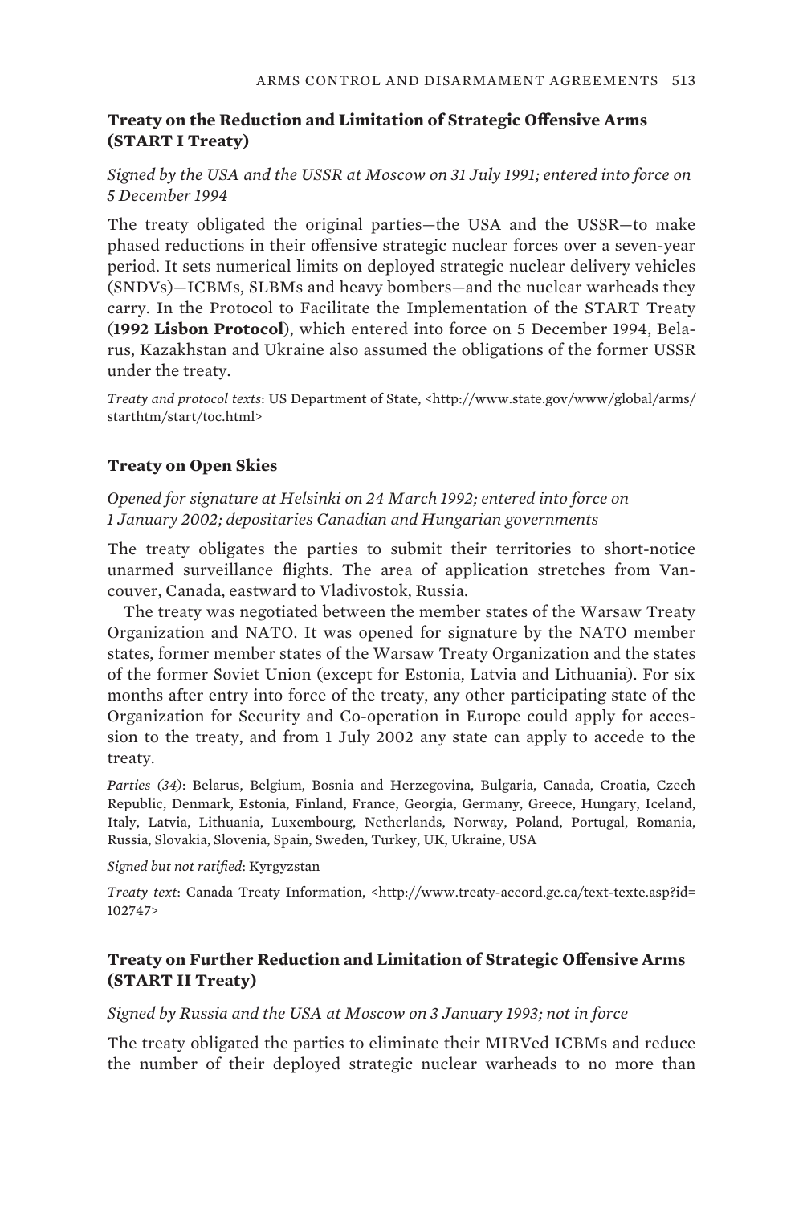### Treaty on the Reduction and Limitation of Strategic Offensive Arms (START I Treaty)

*Signed by the USA and the USSR at Moscow on 31 July 1991; entered into force on 5 December 1994*

The treaty obligated the original parties—the USA and the USSR—to make phased reductions in their offensive strategic nuclear forces over a seven-year period. It sets numerical limits on deployed strategic nuclear delivery vehicles (SNDVs)—ICBMs, SLBMs and heavy bombers—and the nuclear warheads they carry. In the Protocol to Facilitate the Implementation of the START Treaty (**1992 Lisbon Protocol**), which entered into force on 5 December 1994, Belarus, Kazakhstan and Ukraine also assumed the obligations of the former USSR under the treaty.

*Treaty and protocol texts*: US Department of State, <http://www.state.gov/www/global/arms/starthtm/start/toc.html>

### Treaty on Open Skies

*Opened for signature at Helsinki on 24 March 1992; entered into force on 1 January 2002; depositaries Canadian and Hungarian governments*

The treaty obligates the parties to submit their territories to short-notice unarmed surveillance flights. The area of application stretches from Vancouver, Canada, eastward to Vladivostok, Russia.

The treaty was negotiated between the member states of the Warsaw Treaty Organization and NATO. It was opened for signature by the NATO member states, former member states of the Warsaw Treaty Organization and the states of the former Soviet Union (except for Estonia, Latvia and Lithuania). For six months after entry into force of the treaty, any other participating state of the Organization for Security and Co-operation in Europe could apply for accession to the treaty, and from 1 July 2002 any state can apply to accede to the treaty.

*Parties (34)*: Belarus, Belgium, Bosnia and Herzegovina, Bulgaria, Canada, Croatia, Czech Republic, Denmark, Estonia, Finland, France, Georgia, Germany, Greece, Hungary, Iceland, Italy, Latvia, Lithuania, Luxembourg, Netherlands, Norway, Poland, Portugal, Romania, Russia, Slovakia, Slovenia, Spain, Sweden, Turkey, UK, Ukraine, USA

*Signed but not ratified*: Kyrgyzstan

*Treaty text*: Canada Treaty Information, <http://www.treaty-accord.gc.ca/text-texte.asp?id=102747>

### Treaty on Further Reduction and Limitation of Strategic Offensive Arms (START II Treaty)

*Signed by Russia and the USA at Moscow on 3 January 1993; not in force*

The treaty obligated the parties to eliminate their MIRVed ICBMs and reduce the number of their deployed strategic nuclear warheads to no more than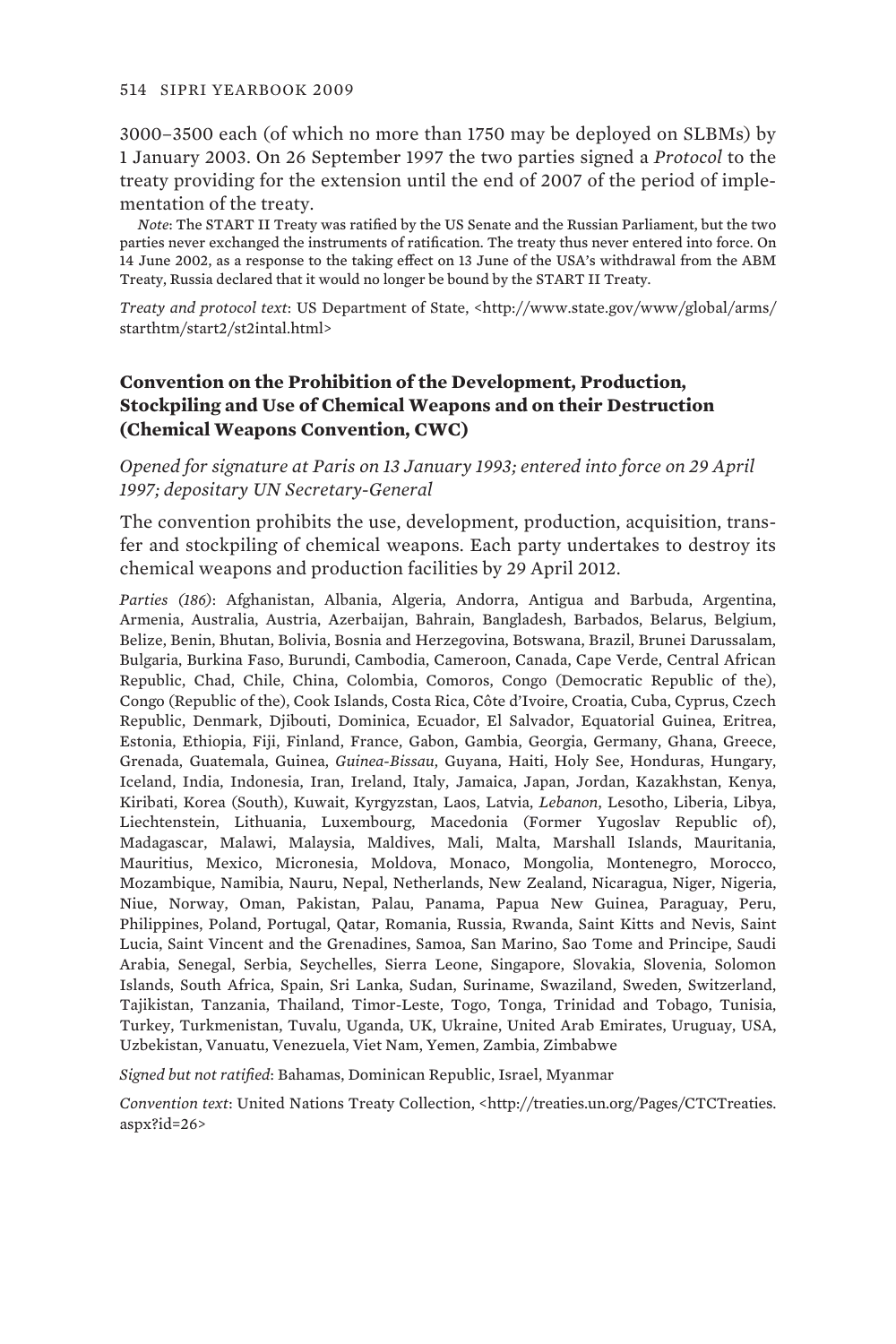3000–3500 each (of which no more than 1750 may be deployed on SLBMs) by 1 January 2003. On 26 September 1997 the two parties signed a *Protocol* to the treaty providing for the extension until the end of 2007 of the period of implementation of the treaty.

*Note*: The START II Treaty was ratified by the US Senate and the Russian Parliament, but the two parties never exchanged the instruments of ratification. The treaty thus never entered into force. On 14 June 2002, as a response to the taking effect on 13 June of the USA's withdrawal from the ABM Treaty, Russia declared that it would no longer be bound by the START II Treaty.

*Treaty and protocol text*: US Department of State, <http://www.state.gov/www/global/arms/starthtm/start2/st2intal.html>

## Convention on the Prohibition of the Development, Production, Stockpiling and Use of Chemical Weapons and on their Destruction (Chemical Weapons Convention, CWC)

*Opened for signature at Paris on 13 January 1993; entered into force on 29 April 1997; depositary UN Secretary-General*

The convention prohibits the use, development, production, acquisition, transfer and stockpiling of chemical weapons. Each party undertakes to destroy its chemical weapons and production facilities by 29 April 2012.

*Parties (186)*: Afghanistan, Albania, Algeria, Andorra, Antigua and Barbuda, Argentina, Armenia, Australia, Austria, Azerbaijan, Bahrain, Bangladesh, Barbados, Belarus, Belgium, Belize, Benin, Bhutan, Bolivia, Bosnia and Herzegovina, Botswana, Brazil, Brunei Darussalam, Bulgaria, Burkina Faso, Burundi, Cambodia, Cameroon, Canada, Cape Verde, Central African Republic, Chad, Chile, China, Colombia, Comoros, Congo (Democratic Republic of the), Congo (Republic of the), Cook Islands, Costa Rica, Côte d'Ivoire, Croatia, Cuba, Cyprus, Czech Republic, Denmark, Djibouti, Dominica, Ecuador, El Salvador, Equatorial Guinea, Eritrea, Estonia, Ethiopia, Fiji, Finland, France, Gabon, Gambia, Georgia, Germany, Ghana, Greece, Grenada, Guatemala, Guinea, *Guinea-Bissau*, Guyana, Haiti, Holy See, Honduras, Hungary, Iceland, India, Indonesia, Iran, Ireland, Italy, Jamaica, Japan, Jordan, Kazakhstan, Kenya, Kiribati, Korea (South), Kuwait, Kyrgyzstan, Laos, Latvia, *Lebanon*, Lesotho, Liberia, Libya, Liechtenstein, Lithuania, Luxembourg, Macedonia (Former Yugoslav Republic of), Madagascar, Malawi, Malaysia, Maldives, Mali, Malta, Marshall Islands, Mauritania, Mauritius, Mexico, Micronesia, Moldova, Monaco, Mongolia, Montenegro, Morocco, Mozambique, Namibia, Nauru, Nepal, Netherlands, New Zealand, Nicaragua, Niger, Nigeria, Niue, Norway, Oman, Pakistan, Palau, Panama, Papua New Guinea, Paraguay, Peru, Philippines, Poland, Portugal, Qatar, Romania, Russia, Rwanda, Saint Kitts and Nevis, Saint Lucia, Saint Vincent and the Grenadines, Samoa, San Marino, Sao Tome and Principe, Saudi Arabia, Senegal, Serbia, Seychelles, Sierra Leone, Singapore, Slovakia, Slovenia, Solomon Islands, South Africa, Spain, Sri Lanka, Sudan, Suriname, Swaziland, Sweden, Switzerland, Tajikistan, Tanzania, Thailand, Timor-Leste, Togo, Tonga, Trinidad and Tobago, Tunisia, Turkey, Turkmenistan, Tuvalu, Uganda, UK, Ukraine, United Arab Emirates, Uruguay, USA, Uzbekistan, Vanuatu, Venezuela, Viet Nam, Yemen, Zambia, Zimbabwe

*Signed but not ratified*: Bahamas, Dominican Republic, Israel, Myanmar

*Convention text*: United Nations Treaty Collection, <http://treaties.un.org/Pages/CTCTreaties.aspx?id=26>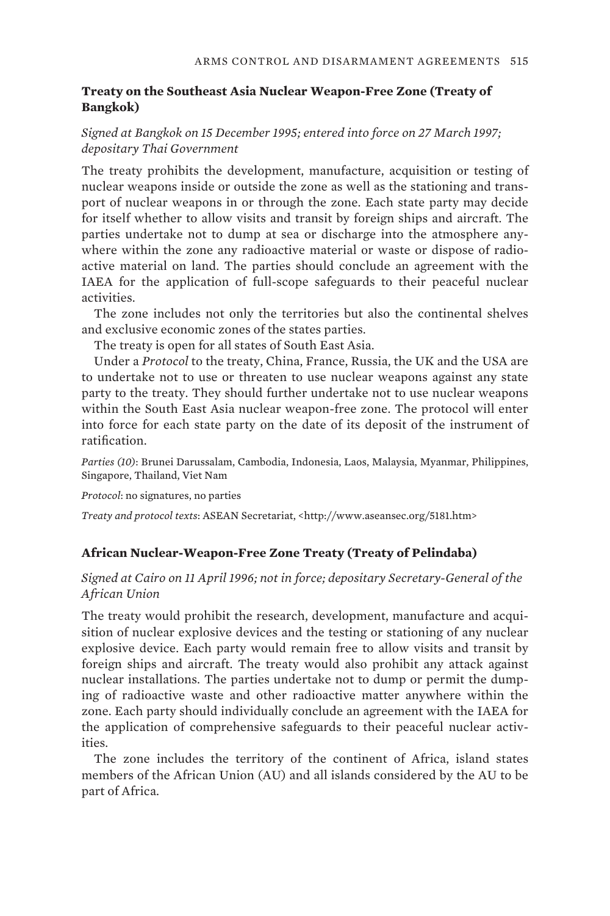### Treaty on the Southeast Asia Nuclear Weapon-Free Zone (Treaty of Bangkok)

*Signed at Bangkok on 15 December 1995; entered into force on 27 March 1997; depositary Thai Government*

The treaty prohibits the development, manufacture, acquisition or testing of nuclear weapons inside or outside the zone as well as the stationing and transport of nuclear weapons in or through the zone. Each state party may decide for itself whether to allow visits and transit by foreign ships and aircraft. The parties undertake not to dump at sea or discharge into the atmosphere anywhere within the zone any radioactive material or waste or dispose of radioactive material on land. The parties should conclude an agreement with the IAEA for the application of full-scope safeguards to their peaceful nuclear activities.

The zone includes not only the territories but also the continental shelves and exclusive economic zones of the states parties.

The treaty is open for all states of South East Asia.

Under a *Protocol* to the treaty, China, France, Russia, the UK and the USA are to undertake not to use or threaten to use nuclear weapons against any state party to the treaty. They should further undertake not to use nuclear weapons within the South East Asia nuclear weapon-free zone. The protocol will enter into force for each state party on the date of its deposit of the instrument of ratification.

*Parties (10)*: Brunei Darussalam, Cambodia, Indonesia, Laos, Malaysia, Myanmar, Philippines, Singapore, Thailand, Viet Nam

*Protocol*: no signatures, no parties

*Treaty and protocol texts*: ASEAN Secretariat, <http://www.aseansec.org/5181.htm>

### African Nuclear-Weapon-Free Zone Treaty (Treaty of Pelindaba)

*Signed at Cairo on 11 April 1996; not in force; depositary Secretary-General of the African Union*

The treaty would prohibit the research, development, manufacture and acquisition of nuclear explosive devices and the testing or stationing of any nuclear explosive device. Each party would remain free to allow visits and transit by foreign ships and aircraft. The treaty would also prohibit any attack against nuclear installations. The parties undertake not to dump or permit the dumping of radioactive waste and other radioactive matter anywhere within the zone. Each party should individually conclude an agreement with the IAEA for the application of comprehensive safeguards to their peaceful nuclear activities.

The zone includes the territory of the continent of Africa, island states members of the African Union (AU) and all islands considered by the AU to be part of Africa.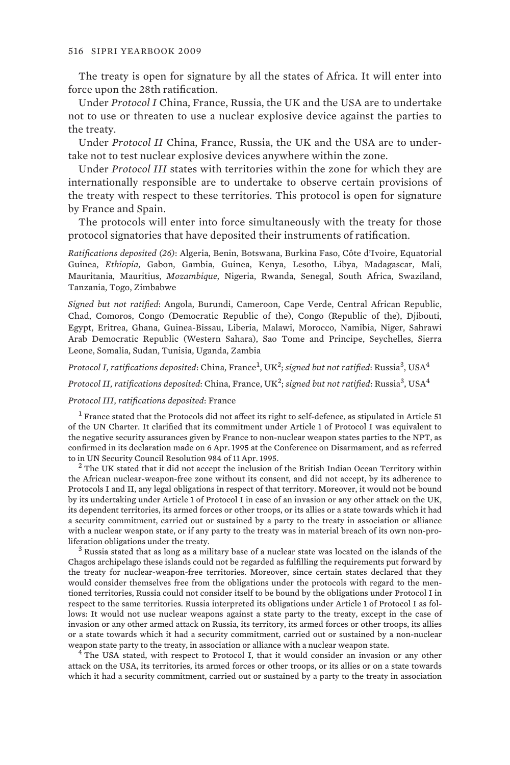The treaty is open for signature by all the states of Africa. It will enter into force upon the 28th ratification.

Under *Protocol I* China, France, Russia, the UK and the USA are to undertake not to use or threaten to use a nuclear explosive device against the parties to the treaty.

Under *Protocol II* China, France, Russia, the UK and the USA are to undertake not to test nuclear explosive devices anywhere within the zone.

Under *Protocol III* states with territories within the zone for which they are internationally responsible are to undertake to observe certain provisions of the treaty with respect to these territories. This protocol is open for signature by France and Spain.

The protocols will enter into force simultaneously with the treaty for those protocol signatories that have deposited their instruments of ratification.

*Ratifications deposited (26)*: Algeria, Benin, Botswana, Burkina Faso, Côte d'Ivoire, Equatorial Guinea, *Ethiopia*, Gabon, Gambia, Guinea, Kenya, Lesotho, Libya, Madagascar, Mali, Mauritania, Mauritius, *Mozambique*, Nigeria, Rwanda, Senegal, South Africa, Swaziland, Tanzania, Togo, Zimbabwe

*Signed but not ratified*: Angola, Burundi, Cameroon, Cape Verde, Central African Republic, Chad, Comoros, Congo (Democratic Republic of the), Congo (Republic of the), Djibouti, Egypt, Eritrea, Ghana, Guinea-Bissau, Liberia, Malawi, Morocco, Namibia, Niger, Sahrawi Arab Democratic Republic (Western Sahara), Sao Tome and Principe, Seychelles, Sierra Leone, Somalia, Sudan, Tunisia, Uganda, Zambia

*Protocol I, ratifications deposited*: China, France[1], UK[2]; *signed but not ratified*: Russia[3], USA[4]

*Protocol II, ratifications deposited*: China, France, UK[2]; *signed but not ratified*: Russia[3], USA[4]

*Protocol III, ratifications deposited*: France

[1] France stated that the Protocols did not affect its right to self-defence, as stipulated in Article 51 of the UN Charter. It clarified that its commitment under Article 1 of Protocol I was equivalent to the negative security assurances given by France to non-nuclear weapon states parties to the NPT, as confirmed in its declaration made on 6 Apr. 1995 at the Conference on Disarmament, and as referred to in UN Security Council Resolution 984 of 11 Apr. 1995.

[2] The UK stated that it did not accept the inclusion of the British Indian Ocean Territory within the African nuclear-weapon-free zone without its consent, and did not accept, by its adherence to Protocols I and II, any legal obligations in respect of that territory. Moreover, it would not be bound by its undertaking under Article 1 of Protocol I in case of an invasion or any other attack on the UK, its dependent territories, its armed forces or other troops, or its allies or a state towards which it had a security commitment, carried out or sustained by a party to the treaty in association or alliance with a nuclear weapon state, or if any party to the treaty was in material breach of its own non-proliferation obligations under the treaty.

[3] Russia stated that as long as a military base of a nuclear state was located on the islands of the Chagos archipelago these islands could not be regarded as fulfilling the requirements put forward by the treaty for nuclear-weapon-free territories. Moreover, since certain states declared that they would consider themselves free from the obligations under the protocols with regard to the mentioned territories, Russia could not consider itself to be bound by the obligations under Protocol I in respect to the same territories. Russia interpreted its obligations under Article 1 of Protocol I as follows: It would not use nuclear weapons against a state party to the treaty, except in the case of invasion or any other armed attack on Russia, its territory, its armed forces or other troops, its allies or a state towards which it had a security commitment, carried out or sustained by a non-nuclear weapon state party to the treaty, in association or alliance with a nuclear weapon state.

[4] The USA stated, with respect to Protocol I, that it would consider an invasion or any other attack on the USA, its territories, its armed forces or other troops, or its allies or on a state towards which it had a security commitment, carried out or sustained by a party to the treaty in association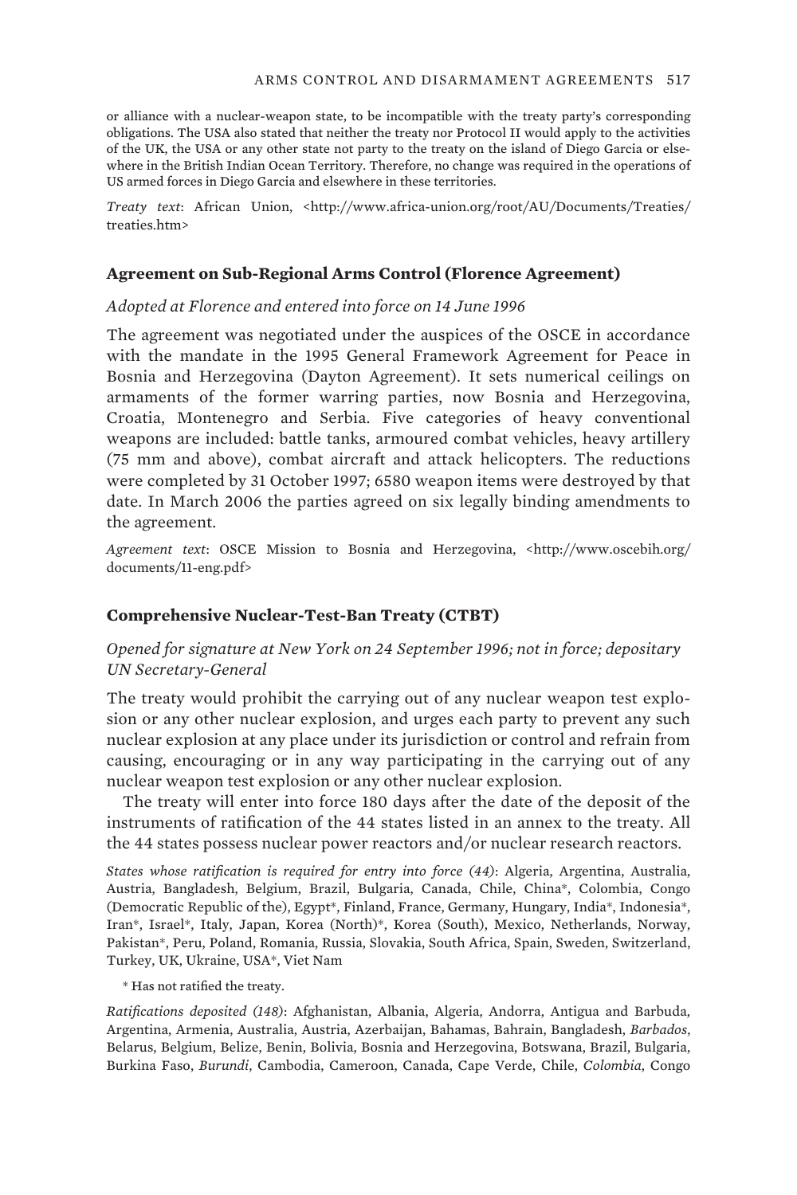or alliance with a nuclear-weapon state, to be incompatible with the treaty party's corresponding obligations. The USA also stated that neither the treaty nor Protocol II would apply to the activities of the UK, the USA or any other state not party to the treaty on the island of Diego Garcia or elsewhere in the British Indian Ocean Territory. Therefore, no change was required in the operations of US armed forces in Diego Garcia and elsewhere in these territories.

*Treaty text*: African Union, <http://www.africa-union.org/root/AU/Documents/Treaties/treaties.htm>

### Agreement on Sub-Regional Arms Control (Florence Agreement)

*Adopted at Florence and entered into force on 14 June 1996*

The agreement was negotiated under the auspices of the OSCE in accordance with the mandate in the 1995 General Framework Agreement for Peace in Bosnia and Herzegovina (Dayton Agreement). It sets numerical ceilings on armaments of the former warring parties, now Bosnia and Herzegovina, Croatia, Montenegro and Serbia. Five categories of heavy conventional weapons are included: battle tanks, armoured combat vehicles, heavy artillery (75 mm and above), combat aircraft and attack helicopters. The reductions were completed by 31 October 1997; 6580 weapon items were destroyed by that date. In March 2006 the parties agreed on six legally binding amendments to the agreement.

*Agreement text*: OSCE Mission to Bosnia and Herzegovina, <http://www.oscebih.org/documents/11-eng.pdf>

### Comprehensive Nuclear-Test-Ban Treaty (CTBT)

*Opened for signature at New York on 24 September 1996; not in force; depositary UN Secretary-General*

The treaty would prohibit the carrying out of any nuclear weapon test explosion or any other nuclear explosion, and urges each party to prevent any such nuclear explosion at any place under its jurisdiction or control and refrain from causing, encouraging or in any way participating in the carrying out of any nuclear weapon test explosion or any other nuclear explosion.

The treaty will enter into force 180 days after the date of the deposit of the instruments of ratification of the 44 states listed in an annex to the treaty. All the 44 states possess nuclear power reactors and/or nuclear research reactors.

*States whose ratification is required for entry into force (44)*: Algeria, Argentina, Australia, Austria, Bangladesh, Belgium, Brazil, Bulgaria, Canada, Chile, China*, Colombia, Congo (Democratic Republic of the), Egypt*, Finland, France, Germany, Hungary, India*, Indonesia*, Iran*, Israel*, Italy, Japan, Korea (North)*, Korea (South), Mexico, Netherlands, Norway, Pakistan*, Peru, Poland, Romania, Russia, Slovakia, South Africa, Spain, Sweden, Switzerland, Turkey, UK, Ukraine, USA*, Viet Nam

\* Has not ratified the treaty.

*Ratifications deposited (148)*: Afghanistan, Albania, Algeria, Andorra, Antigua and Barbuda, Argentina, Armenia, Australia, Austria, Azerbaijan, Bahamas, Bahrain, Bangladesh, *Barbados*, Belarus, Belgium, Belize, Benin, Bolivia, Bosnia and Herzegovina, Botswana, Brazil, Bulgaria, Burkina Faso, *Burundi*, Cambodia, Cameroon, Canada, Cape Verde, Chile, *Colombia*, Congo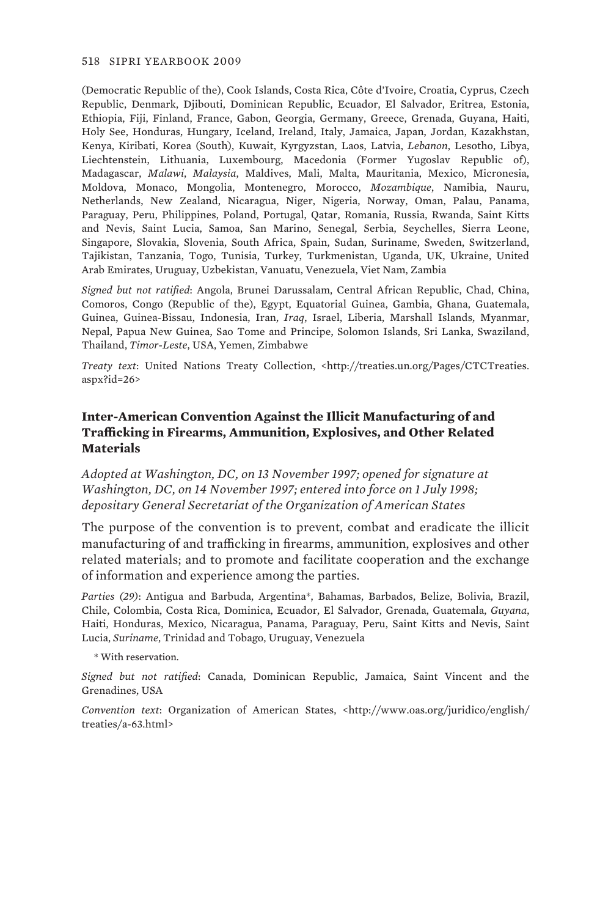(Democratic Republic of the), Cook Islands, Costa Rica, Côte d'Ivoire, Croatia, Cyprus, Czech Republic, Denmark, Djibouti, Dominican Republic, Ecuador, El Salvador, Eritrea, Estonia, Ethiopia, Fiji, Finland, France, Gabon, Georgia, Germany, Greece, Grenada, Guyana, Haiti, Holy See, Honduras, Hungary, Iceland, Ireland, Italy, Jamaica, Japan, Jordan, Kazakhstan, Kenya, Kiribati, Korea (South), Kuwait, Kyrgyzstan, Laos, Latvia, *Lebanon*, Lesotho, Libya, Liechtenstein, Lithuania, Luxembourg, Macedonia (Former Yugoslav Republic of), Madagascar, *Malawi*, *Malaysia*, Maldives, Mali, Malta, Mauritania, Mexico, Micronesia, Moldova, Monaco, Mongolia, Montenegro, Morocco, *Mozambique*, Namibia, Nauru, Netherlands, New Zealand, Nicaragua, Niger, Nigeria, Norway, Oman, Palau, Panama, Paraguay, Peru, Philippines, Poland, Portugal, Qatar, Romania, Russia, Rwanda, Saint Kitts and Nevis, Saint Lucia, Samoa, San Marino, Senegal, Serbia, Seychelles, Sierra Leone, Singapore, Slovakia, Slovenia, South Africa, Spain, Sudan, Suriname, Sweden, Switzerland, Tajikistan, Tanzania, Togo, Tunisia, Turkey, Turkmenistan, Uganda, UK, Ukraine, United Arab Emirates, Uruguay, Uzbekistan, Vanuatu, Venezuela, Viet Nam, Zambia

*Signed but not ratified*: Angola, Brunei Darussalam, Central African Republic, Chad, China, Comoros, Congo (Republic of the), Egypt, Equatorial Guinea, Gambia, Ghana, Guatemala, Guinea, Guinea-Bissau, Indonesia, Iran, *Iraq*, Israel, Liberia, Marshall Islands, Myanmar, Nepal, Papua New Guinea, Sao Tome and Principe, Solomon Islands, Sri Lanka, Swaziland, Thailand, *Timor-Leste*, USA, Yemen, Zimbabwe

*Treaty text*: United Nations Treaty Collection, <http://treaties.un.org/Pages/CTCTreaties.aspx?id=26>

## Inter-American Convention Against the Illicit Manufacturing of and Trafficking in Firearms, Ammunition, Explosives, and Other Related Materials

*Adopted at Washington, DC, on 13 November 1997; opened for signature at Washington, DC, on 14 November 1997; entered into force on 1 July 1998; depositary General Secretariat of the Organization of American States*

The purpose of the convention is to prevent, combat and eradicate the illicit manufacturing of and trafficking in firearms, ammunition, explosives and other related materials; and to promote and facilitate cooperation and the exchange of information and experience among the parties.

*Parties (29)*: Antigua and Barbuda, Argentina*, Bahamas, Barbados, Belize, Bolivia, Brazil, Chile, Colombia, Costa Rica, Dominica, Ecuador, El Salvador, Grenada, Guatemala, *Guyana*, Haiti, Honduras, Mexico, Nicaragua, Panama, Paraguay, Peru, Saint Kitts and Nevis, Saint Lucia, *Suriname*, Trinidad and Tobago, Uruguay, Venezuela

\* With reservation.

*Signed but not ratified*: Canada, Dominican Republic, Jamaica, Saint Vincent and the Grenadines, USA

*Convention text*: Organization of American States, <http://www.oas.org/juridico/english/treaties/a-63.html>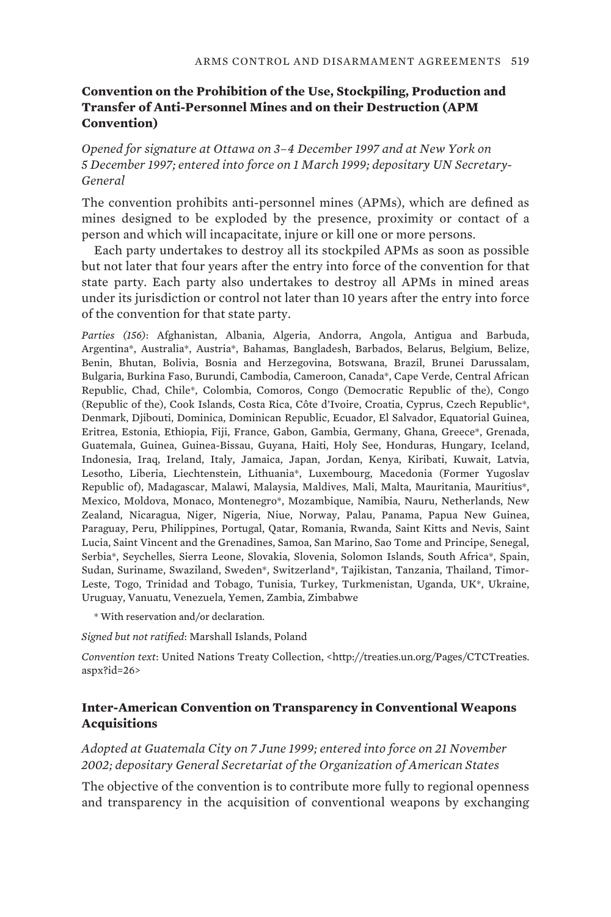### Convention on the Prohibition of the Use, Stockpiling, Production and Transfer of Anti-Personnel Mines and on their Destruction (APM Convention)

*Opened for signature at Ottawa on 3–4 December 1997 and at New York on 5 December 1997; entered into force on 1 March 1999; depositary UN Secretary-General*

The convention prohibits anti-personnel mines (APMs), which are defined as mines designed to be exploded by the presence, proximity or contact of a person and which will incapacitate, injure or kill one or more persons.

Each party undertakes to destroy all its stockpiled APMs as soon as possible but not later that four years after the entry into force of the convention for that state party. Each party also undertakes to destroy all APMs in mined areas under its jurisdiction or control not later than 10 years after the entry into force of the convention for that state party.

*Parties (156)*: Afghanistan, Albania, Algeria, Andorra, Angola, Antigua and Barbuda, Argentina*, Australia*, Austria*, Bahamas, Bangladesh, Barbados, Belarus, Belgium, Belize, Benin, Bhutan, Bolivia, Bosnia and Herzegovina, Botswana, Brazil, Brunei Darussalam, Bulgaria, Burkina Faso, Burundi, Cambodia, Cameroon, Canada*, Cape Verde, Central African Republic, Chad, Chile*, Colombia, Comoros, Congo (Democratic Republic of the), Congo (Republic of the), Cook Islands, Costa Rica, Côte d'Ivoire, Croatia, Cyprus, Czech Republic*, Denmark, Djibouti, Dominica, Dominican Republic, Ecuador, El Salvador, Equatorial Guinea, Eritrea, Estonia, Ethiopia, Fiji, France, Gabon, Gambia, Germany, Ghana, Greece*, Grenada, Guatemala, Guinea, Guinea-Bissau, Guyana, Haiti, Holy See, Honduras, Hungary, Iceland, Indonesia, Iraq, Ireland, Italy, Jamaica, Japan, Jordan, Kenya, Kiribati, Kuwait, Latvia, Lesotho, Liberia, Liechtenstein, Lithuania*, Luxembourg, Macedonia (Former Yugoslav Republic of), Madagascar, Malawi, Malaysia, Maldives, Mali, Malta, Mauritania, Mauritius*, Mexico, Moldova, Monaco, Montenegro*, Mozambique, Namibia, Nauru, Netherlands, New Zealand, Nicaragua, Niger, Nigeria, Niue, Norway, Palau, Panama, Papua New Guinea, Paraguay, Peru, Philippines, Portugal, Qatar, Romania, Rwanda, Saint Kitts and Nevis, Saint Lucia, Saint Vincent and the Grenadines, Samoa, San Marino, Sao Tome and Principe, Senegal, Serbia*, Seychelles, Sierra Leone, Slovakia, Slovenia, Solomon Islands, South Africa*, Spain, Sudan, Suriname, Swaziland, Sweden*, Switzerland*, Tajikistan, Tanzania, Thailand, Timor-Leste, Togo, Trinidad and Tobago, Tunisia, Turkey, Turkmenistan, Uganda, UK*, Ukraine, Uruguay, Vanuatu, Venezuela, Yemen, Zambia, Zimbabwe

\* With reservation and/or declaration.

*Signed but not ratified*: Marshall Islands, Poland

*Convention text*: United Nations Treaty Collection, <http://treaties.un.org/Pages/CTCTreaties.aspx?id=26>

### Inter-American Convention on Transparency in Conventional Weapons Acquisitions

*Adopted at Guatemala City on 7 June 1999; entered into force on 21 November 2002; depositary General Secretariat of the Organization of American States*

The objective of the convention is to contribute more fully to regional openness and transparency in the acquisition of conventional weapons by exchanging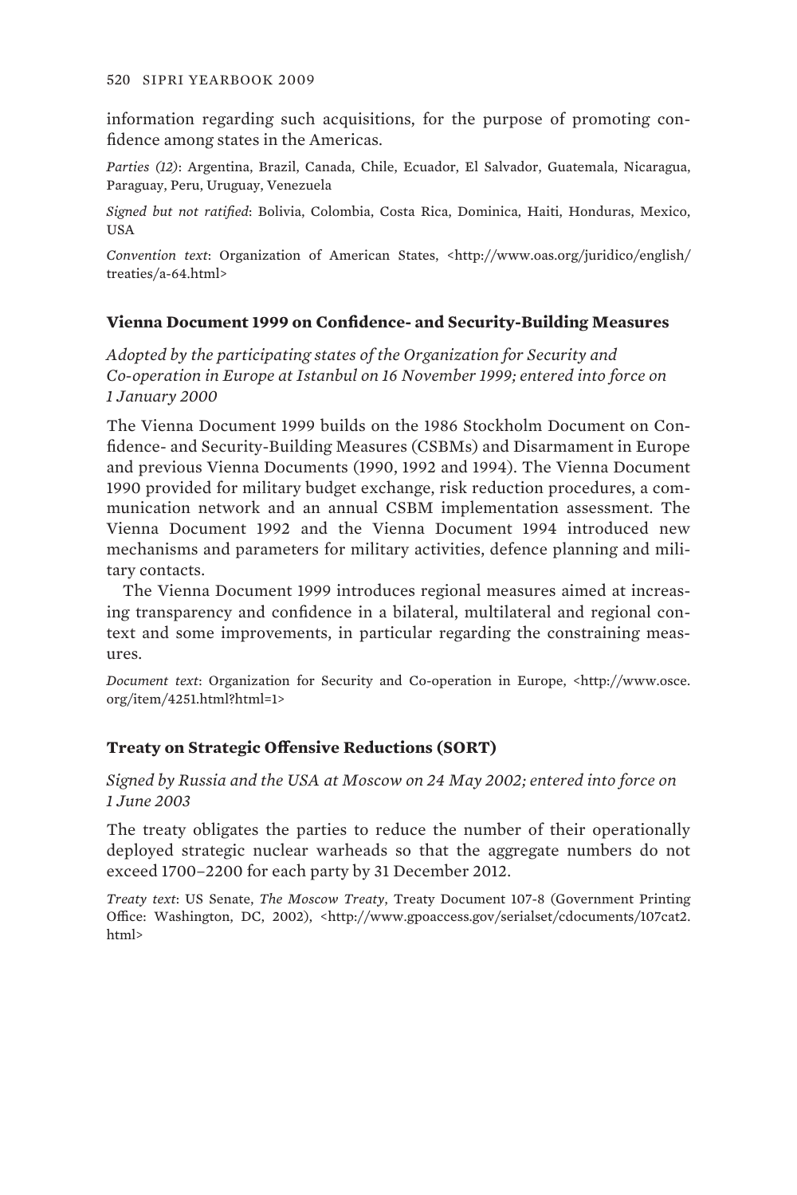information regarding such acquisitions, for the purpose of promoting confidence among states in the Americas.

*Parties (12)*: Argentina, Brazil, Canada, Chile, Ecuador, El Salvador, Guatemala, Nicaragua, Paraguay, Peru, Uruguay, Venezuela

*Signed but not ratified*: Bolivia, Colombia, Costa Rica, Dominica, Haiti, Honduras, Mexico, USA

*Convention text*: Organization of American States, <http://www.oas.org/juridico/english/treaties/a-64.html>

### Vienna Document 1999 on Confidence- and Security-Building Measures

*Adopted by the participating states of the Organization for Security and Co-operation in Europe at Istanbul on 16 November 1999; entered into force on 1 January 2000*

The Vienna Document 1999 builds on the 1986 Stockholm Document on Confidence- and Security-Building Measures (CSBMs) and Disarmament in Europe and previous Vienna Documents (1990, 1992 and 1994). The Vienna Document 1990 provided for military budget exchange, risk reduction procedures, a communication network and an annual CSBM implementation assessment. The Vienna Document 1992 and the Vienna Document 1994 introduced new mechanisms and parameters for military activities, defence planning and military contacts.

The Vienna Document 1999 introduces regional measures aimed at increasing transparency and confidence in a bilateral, multilateral and regional context and some improvements, in particular regarding the constraining measures.

*Document text*: Organization for Security and Co-operation in Europe, <http://www.osce.org/item/4251.html?html=1>

### Treaty on Strategic Offensive Reductions (SORT)

*Signed by Russia and the USA at Moscow on 24 May 2002; entered into force on 1 June 2003*

The treaty obligates the parties to reduce the number of their operationally deployed strategic nuclear warheads so that the aggregate numbers do not exceed 1700–2200 for each party by 31 December 2012.

*Treaty text*: US Senate, *The Moscow Treaty*, Treaty Document 107-8 (Government Printing Office: Washington, DC, 2002), <http://www.gpoaccess.gov/serialset/cdocuments/107cat2.html>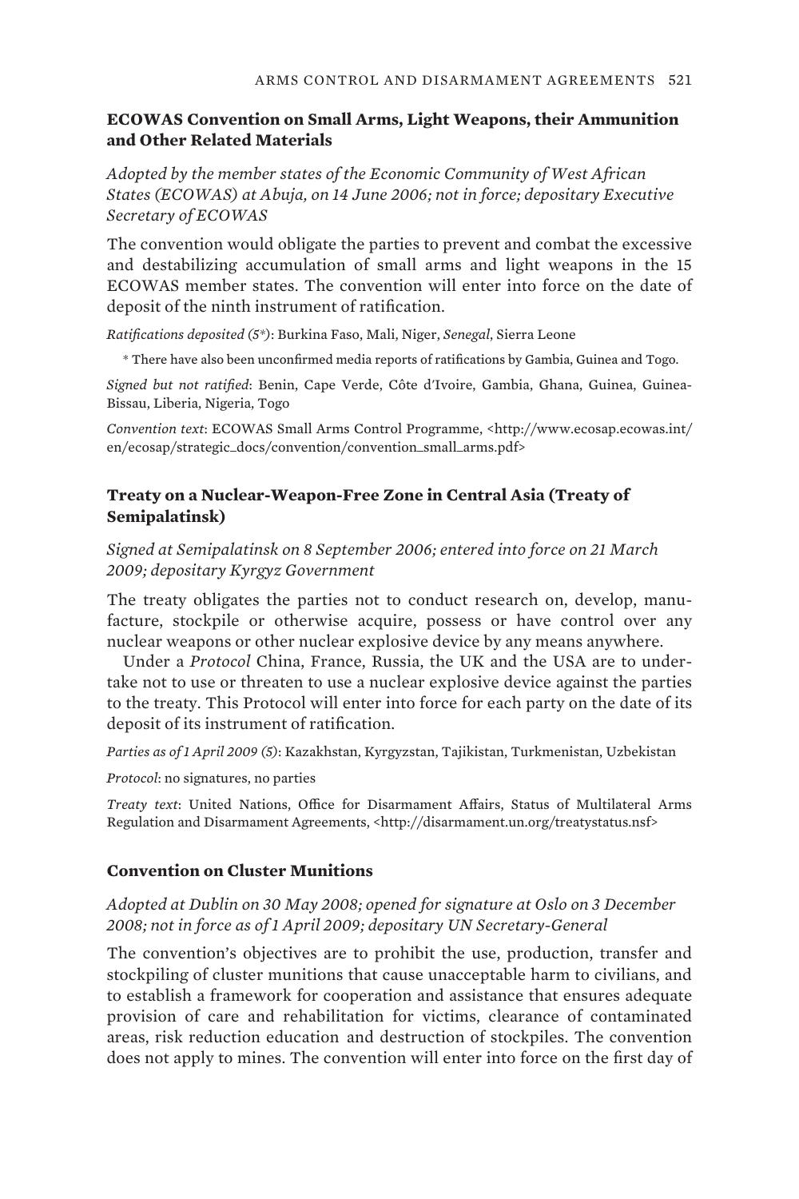### ECOWAS Convention on Small Arms, Light Weapons, their Ammunition and Other Related Materials

*Adopted by the member states of the Economic Community of West African States (ECOWAS) at Abuja, on 14 June 2006; not in force; depositary Executive Secretary of ECOWAS*

The convention would obligate the parties to prevent and combat the excessive and destabilizing accumulation of small arms and light weapons in the 15 ECOWAS member states. The convention will enter into force on the date of deposit of the ninth instrument of ratification.

*Ratifications deposited (5\*)*: Burkina Faso, Mali, Niger, *Senegal*, Sierra Leone

\* There have also been unconfirmed media reports of ratifications by Gambia, Guinea and Togo.

*Signed but not ratified*: Benin, Cape Verde, Côte d'Ivoire, Gambia, Ghana, Guinea, Guinea-Bissau, Liberia, Nigeria, Togo

*Convention text*: ECOWAS Small Arms Control Programme, <http://www.ecosap.ecowas.int/en/ecosap/strategic_docs/convention/convention_small_arms.pdf>

### Treaty on a Nuclear-Weapon-Free Zone in Central Asia (Treaty of Semipalatinsk)

*Signed at Semipalatinsk on 8 September 2006; entered into force on 21 March 2009; depositary Kyrgyz Government*

The treaty obligates the parties not to conduct research on, develop, manufacture, stockpile or otherwise acquire, possess or have control over any nuclear weapons or other nuclear explosive device by any means anywhere.

Under a *Protocol* China, France, Russia, the UK and the USA are to undertake not to use or threaten to use a nuclear explosive device against the parties to the treaty. This Protocol will enter into force for each party on the date of its deposit of its instrument of ratification.

*Parties as of 1 April 2009 (5)*: Kazakhstan, Kyrgyzstan, Tajikistan, Turkmenistan, Uzbekistan

*Protocol*: no signatures, no parties

*Treaty text*: United Nations, Office for Disarmament Affairs, Status of Multilateral Arms Regulation and Disarmament Agreements, <http://disarmament.un.org/treatystatus.nsf>

### Convention on Cluster Munitions

*Adopted at Dublin on 30 May 2008; opened for signature at Oslo on 3 December 2008; not in force as of 1 April 2009; depositary UN Secretary-General*

The convention's objectives are to prohibit the use, production, transfer and stockpiling of cluster munitions that cause unacceptable harm to civilians, and to establish a framework for cooperation and assistance that ensures adequate provision of care and rehabilitation for victims, clearance of contaminated areas, risk reduction education and destruction of stockpiles. The convention does not apply to mines. The convention will enter into force on the first day of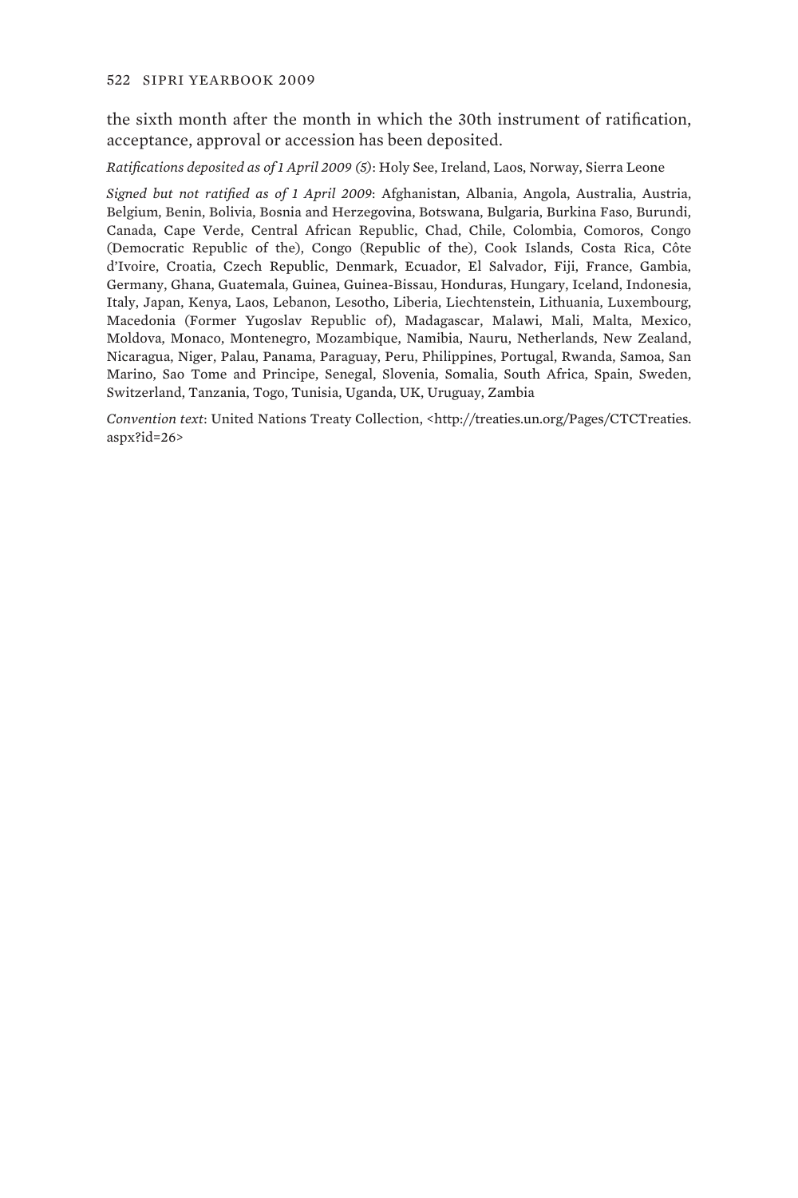the sixth month after the month in which the 30th instrument of ratification, acceptance, approval or accession has been deposited.

*Ratifications deposited as of 1 April 2009 (5)*: Holy See, Ireland, Laos, Norway, Sierra Leone

*Signed but not ratified as of 1 April 2009*: Afghanistan, Albania, Angola, Australia, Austria, Belgium, Benin, Bolivia, Bosnia and Herzegovina, Botswana, Bulgaria, Burkina Faso, Burundi, Canada, Cape Verde, Central African Republic, Chad, Chile, Colombia, Comoros, Congo (Democratic Republic of the), Congo (Republic of the), Cook Islands, Costa Rica, Côte d'Ivoire, Croatia, Czech Republic, Denmark, Ecuador, El Salvador, Fiji, France, Gambia, Germany, Ghana, Guatemala, Guinea, Guinea-Bissau, Honduras, Hungary, Iceland, Indonesia, Italy, Japan, Kenya, Laos, Lebanon, Lesotho, Liberia, Liechtenstein, Lithuania, Luxembourg, Macedonia (Former Yugoslav Republic of), Madagascar, Malawi, Mali, Malta, Mexico, Moldova, Monaco, Montenegro, Mozambique, Namibia, Nauru, Netherlands, New Zealand, Nicaragua, Niger, Palau, Panama, Paraguay, Peru, Philippines, Portugal, Rwanda, Samoa, San Marino, Sao Tome and Principe, Senegal, Slovenia, Somalia, South Africa, Spain, Sweden, Switzerland, Tanzania, Togo, Tunisia, Uganda, UK, Uruguay, Zambia

*Convention text*: United Nations Treaty Collection, <http://treaties.un.org/Pages/CTCTreaties.aspx?id=26>